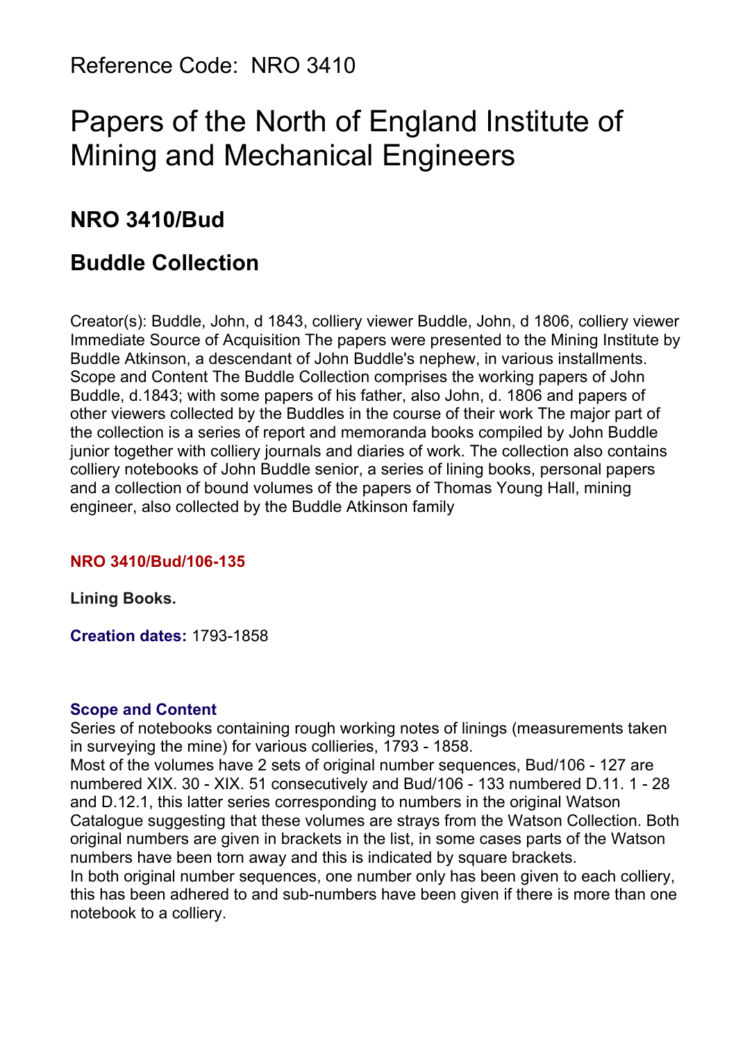Reference Code: NRO 3410

# Papers of the North of England Institute of Mining and Mechanical Engineers

## NRO 3410/Bud

## Buddle Collection

Creator(s): Buddle, John, d 1843, colliery viewer Buddle, John, d 1806, colliery viewer Immediate Source of Acquisition The papers were presented to the Mining Institute by Buddle Atkinson, a descendant of John Buddle's nephew, in various installments. Scope and Content The Buddle Collection comprises the working papers of John Buddle, d.1843; with some papers of his father, also John, d. 1806 and papers of other viewers collected by the Buddles in the course of their work The major part of the collection is a series of report and memoranda books compiled by John Buddle junior together with colliery journals and diaries of work. The collection also contains colliery notebooks of John Buddle senior, a series of lining books, personal papers and a collection of bound volumes of the papers of Thomas Young Hall, mining engineer, also collected by the Buddle Atkinson family

**NRO 3410/Bud/106-135**

**Lining Books.**

**Creation dates:** 1793-1858

**Scope and Content**

Series of notebooks containing rough working notes of linings (measurements taken in surveying the mine) for various collieries, 1793 - 1858.
Most of the volumes have 2 sets of original number sequences, Bud/106 - 127 are numbered XIX. 30 - XIX. 51 consecutively and Bud/106 - 133 numbered D.11. 1 - 28 and D.12.1, this latter series corresponding to numbers in the original Watson Catalogue suggesting that these volumes are strays from the Watson Collection. Both original numbers are given in brackets in the list, in some cases parts of the Watson numbers have been torn away and this is indicated by square brackets.
In both original number sequences, one number only has been given to each colliery, this has been adhered to and sub-numbers have been given if there is more than one notebook to a colliery.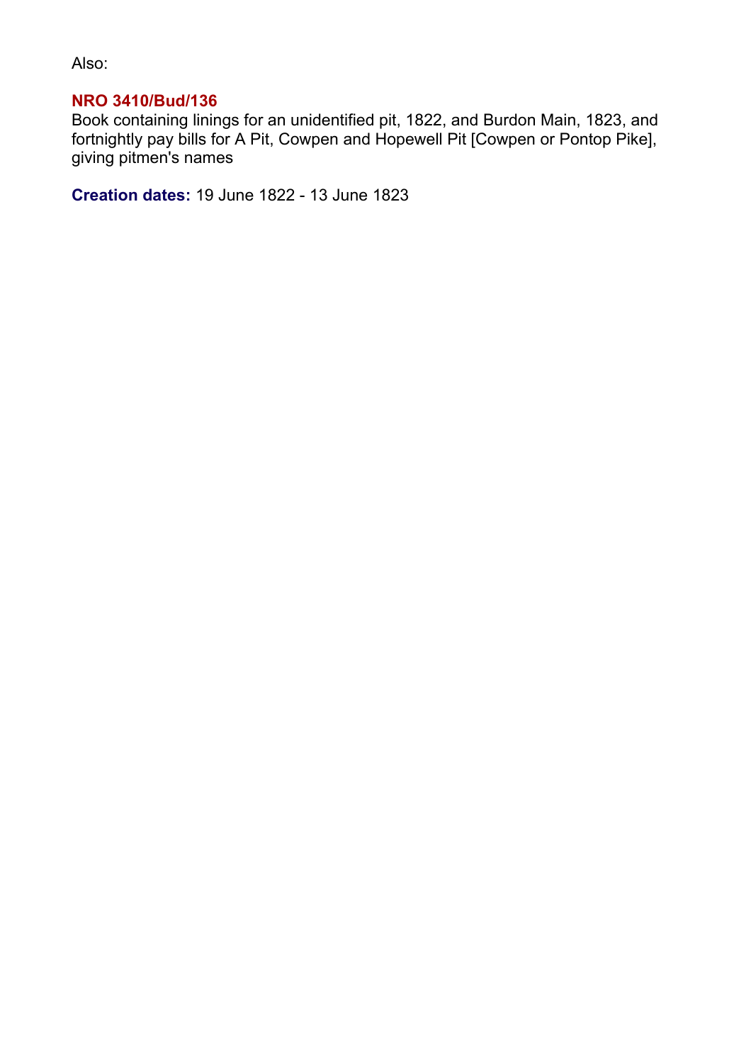Also:

**NRO 3410/Bud/136**
Book containing linings for an unidentified pit, 1822, and Burdon Main, 1823, and fortnightly pay bills for A Pit, Cowpen and Hopewell Pit [Cowpen or Pontop Pike], giving pitmen's names

**Creation dates:** 19 June 1822 - 13 June 1823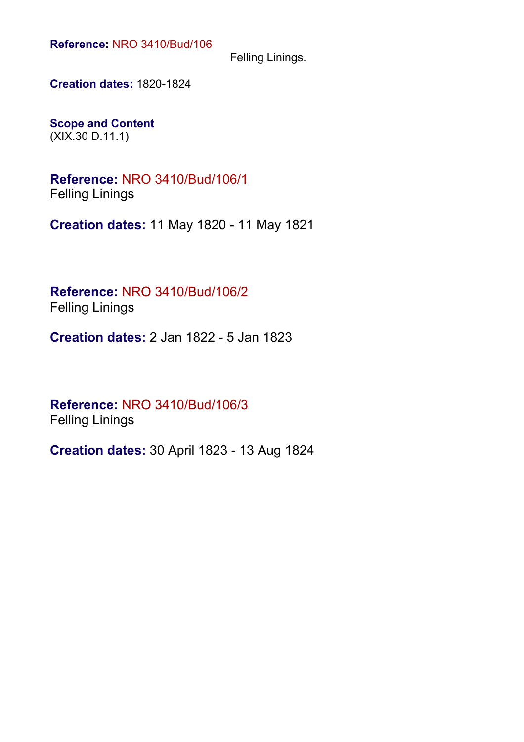**Reference:** NRO 3410/Bud/106

Felling Linings.

**Creation dates:** 1820-1824

**Scope and Content**

(XIX.30 D.11.1)

**Reference:** NRO 3410/Bud/106/1

Felling Linings

**Creation dates:** 11 May 1820 - 11 May 1821

**Reference:** NRO 3410/Bud/106/2

Felling Linings

**Creation dates:** 2 Jan 1822 - 5 Jan 1823

**Reference:** NRO 3410/Bud/106/3

Felling Linings

**Creation dates:** 30 April 1823 - 13 Aug 1824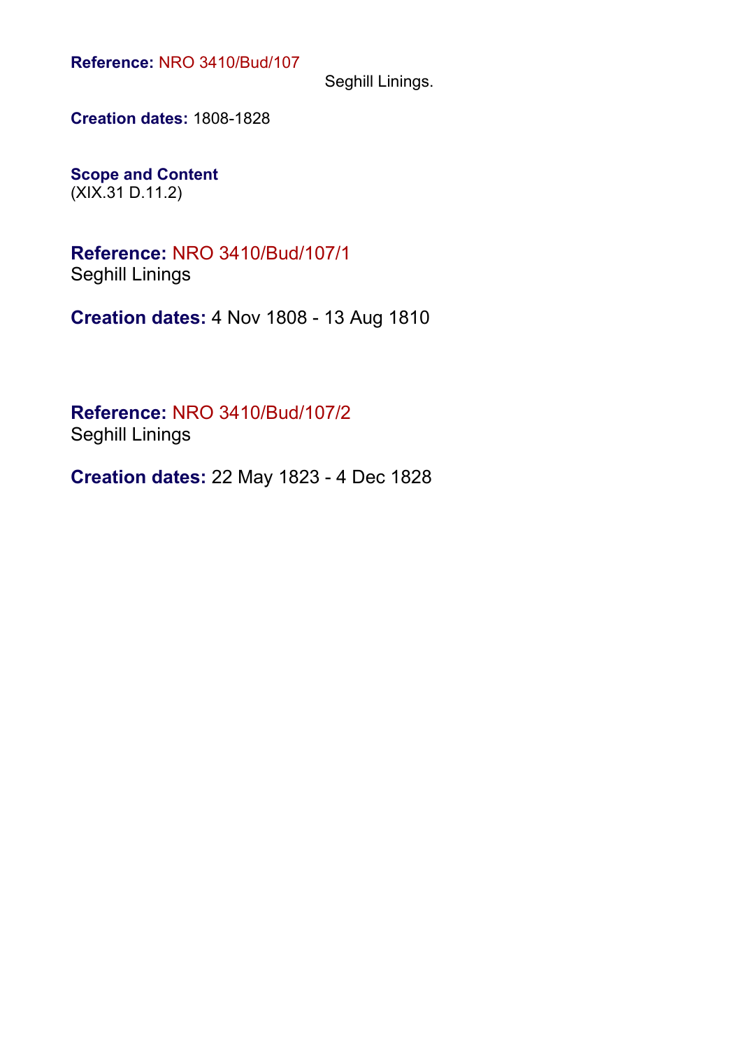**Reference:** NRO 3410/Bud/107

Seghill Linings.

**Creation dates:** 1808-1828

**Scope and Content**
(XIX.31 D.11.2)

**Reference:** NRO 3410/Bud/107/1
Seghill Linings

**Creation dates:** 4 Nov 1808 - 13 Aug 1810

**Reference:** NRO 3410/Bud/107/2
Seghill Linings

**Creation dates:** 22 May 1823 - 4 Dec 1828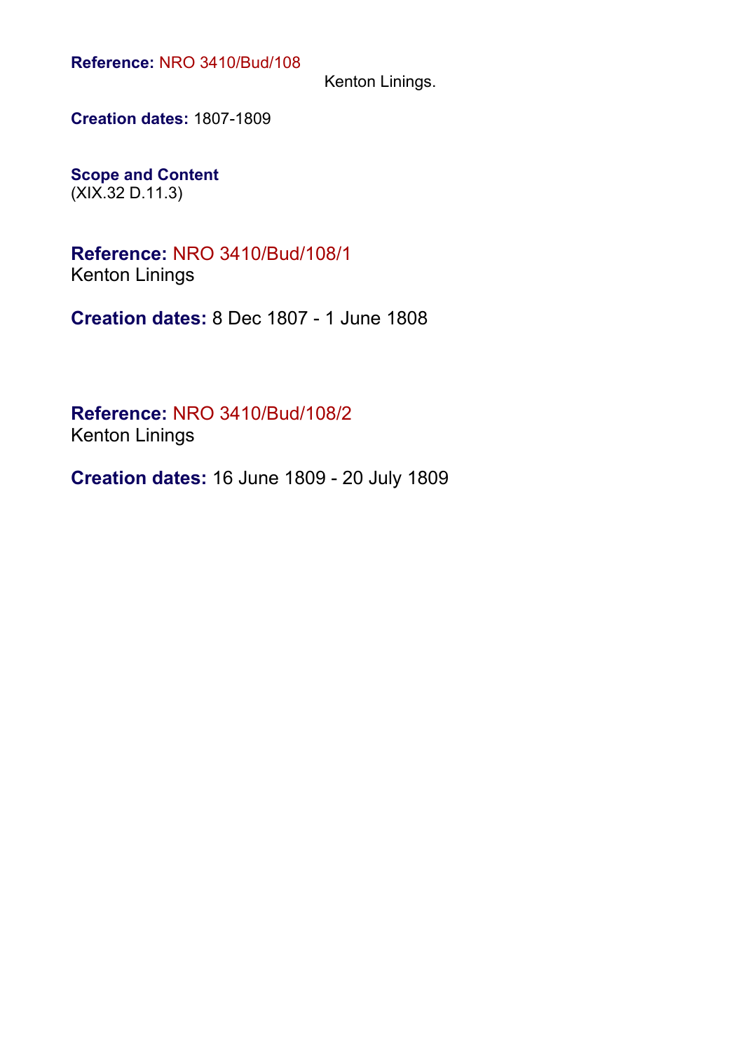**Reference:** NRO 3410/Bud/108

Kenton Linings.

**Creation dates:** 1807-1809

**Scope and Content**
(XIX.32 D.11.3)

**Reference:** NRO 3410/Bud/108/1
Kenton Linings

**Creation dates:** 8 Dec 1807 - 1 June 1808

**Reference:** NRO 3410/Bud/108/2
Kenton Linings

**Creation dates:** 16 June 1809 - 20 July 1809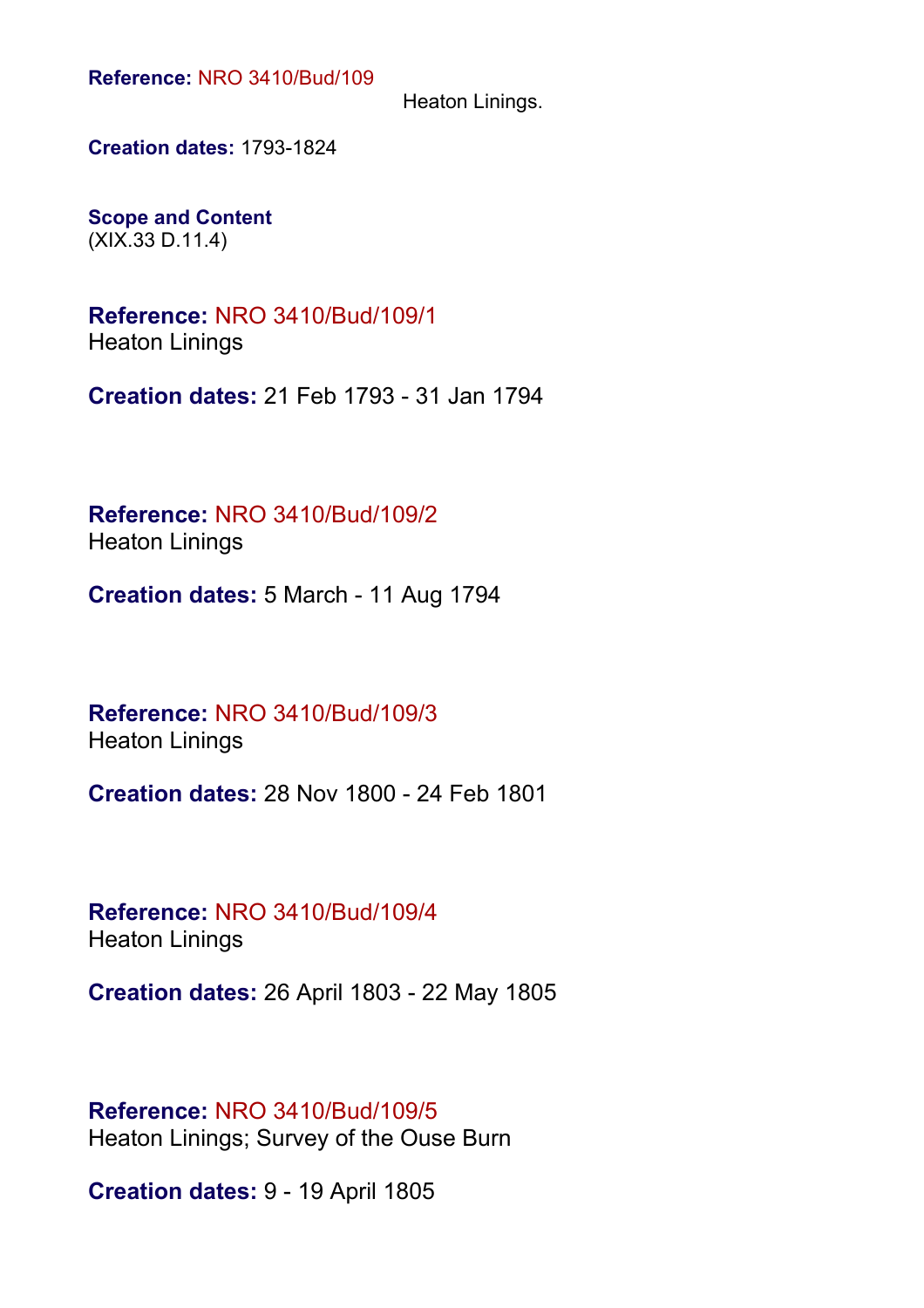**Reference:** NRO 3410/Bud/109
Heaton Linings.

**Creation dates:** 1793-1824

**Scope and Content**
(XIX.33 D.11.4)

**Reference:** NRO 3410/Bud/109/1
Heaton Linings

**Creation dates:** 21 Feb 1793 - 31 Jan 1794

**Reference:** NRO 3410/Bud/109/2
Heaton Linings

**Creation dates:** 5 March - 11 Aug 1794

**Reference:** NRO 3410/Bud/109/3
Heaton Linings

**Creation dates:** 28 Nov 1800 - 24 Feb 1801

**Reference:** NRO 3410/Bud/109/4
Heaton Linings

**Creation dates:** 26 April 1803 - 22 May 1805

**Reference:** NRO 3410/Bud/109/5
Heaton Linings; Survey of the Ouse Burn

**Creation dates:** 9 - 19 April 1805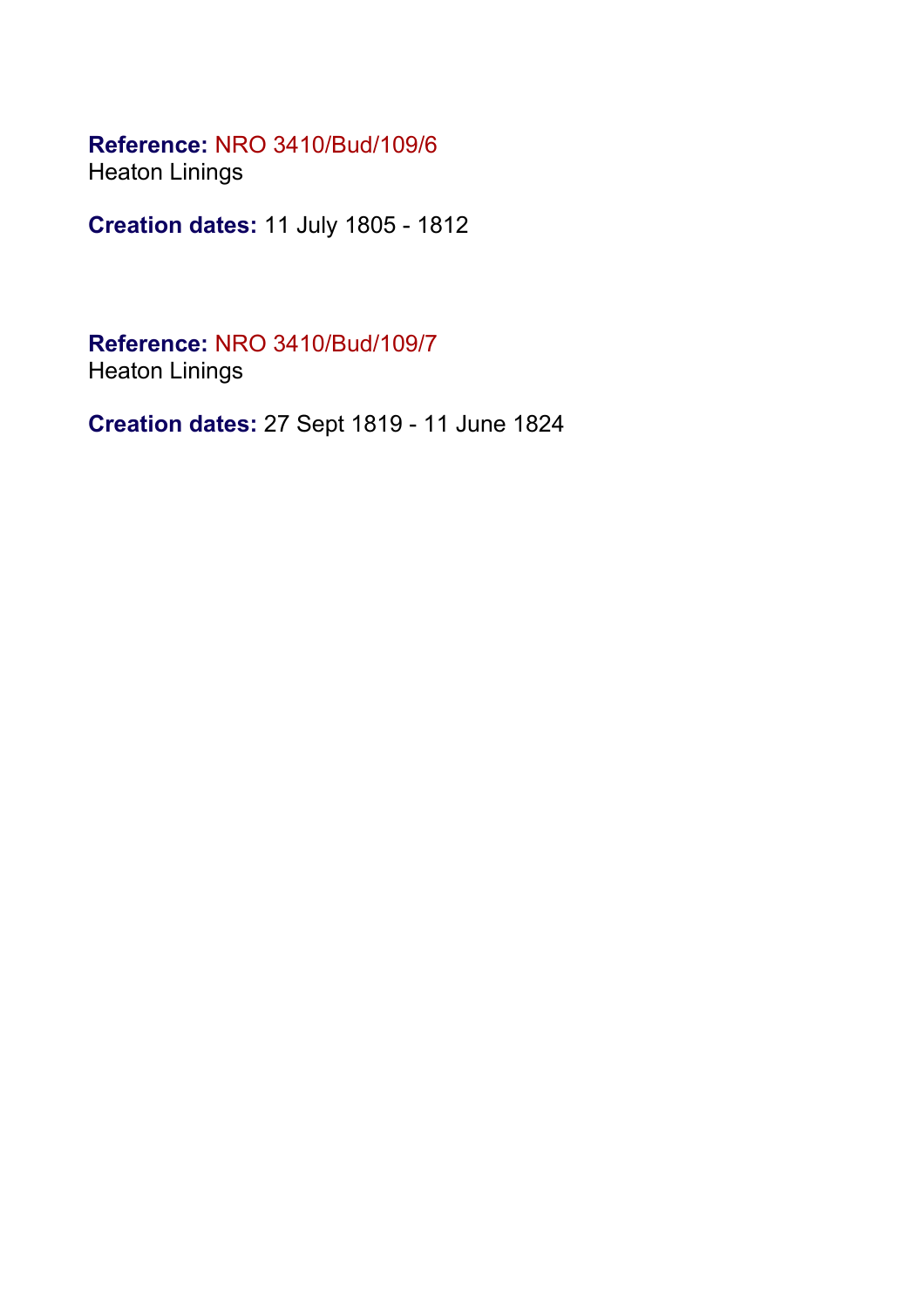**Reference:** NRO 3410/Bud/109/6
Heaton Linings

**Creation dates:** 11 July 1805 - 1812

**Reference:** NRO 3410/Bud/109/7
Heaton Linings

**Creation dates:** 27 Sept 1819 - 11 June 1824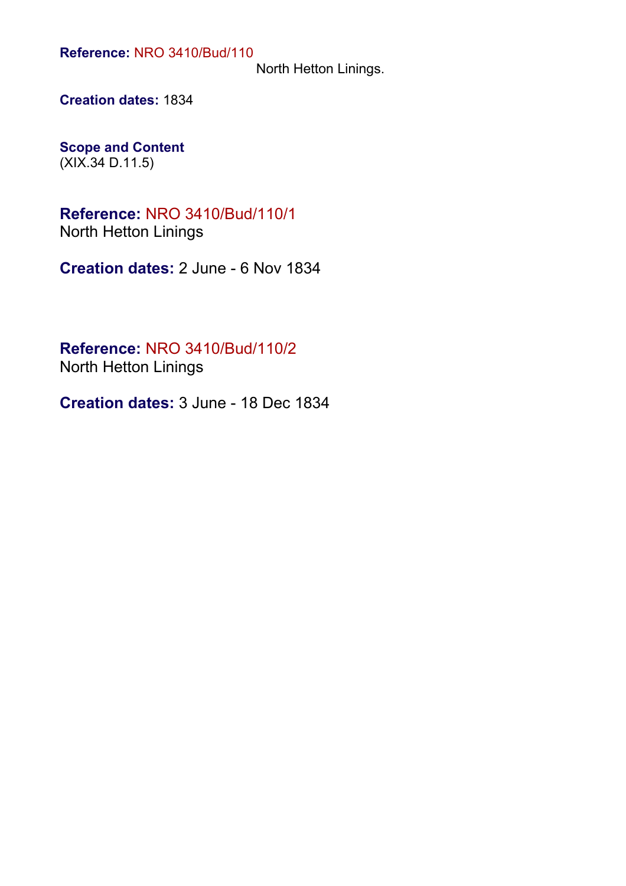**Reference:** NRO 3410/Bud/110

North Hetton Linings.

**Creation dates:** 1834

**Scope and Content**

(XIX.34 D.11.5)

**Reference:** NRO 3410/Bud/110/1

North Hetton Linings

**Creation dates:** 2 June - 6 Nov 1834

**Reference:** NRO 3410/Bud/110/2

North Hetton Linings

**Creation dates:** 3 June - 18 Dec 1834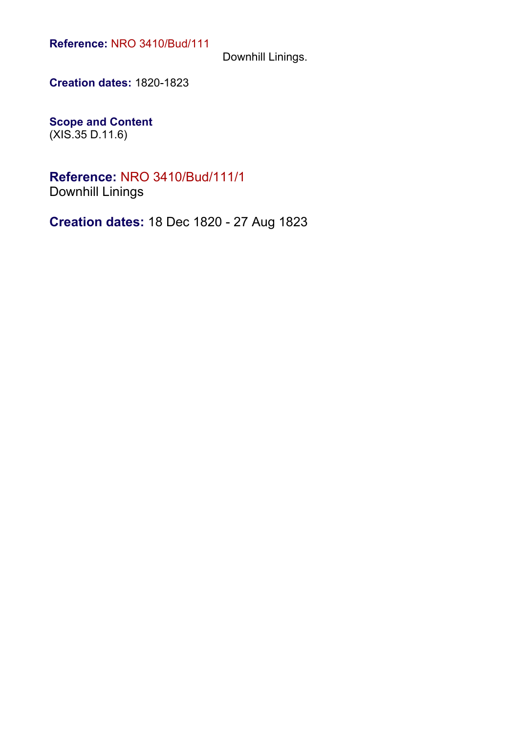**Reference:** NRO 3410/Bud/111

Downhill Linings.

**Creation dates:** 1820-1823

**Scope and Content**
(XIS.35 D.11.6)

## **Reference:** NRO 3410/Bud/111/1

Downhill Linings

**Creation dates:** 18 Dec 1820 - 27 Aug 1823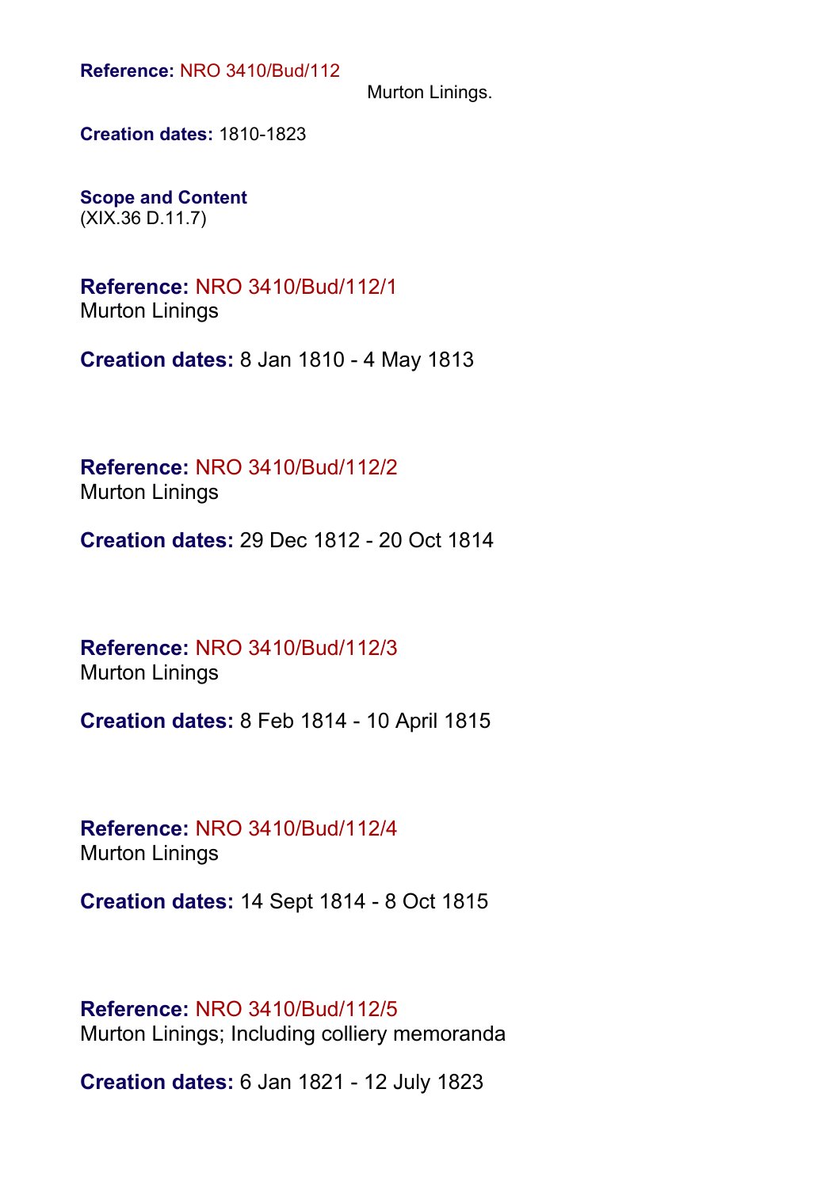**Reference:** NRO 3410/Bud/112

Murton Linings.

**Creation dates:** 1810-1823

**Scope and Content**

(XIX.36 D.11.7)

**Reference:** NRO 3410/Bud/112/1

Murton Linings

**Creation dates:** 8 Jan 1810 - 4 May 1813

**Reference:** NRO 3410/Bud/112/2

Murton Linings

**Creation dates:** 29 Dec 1812 - 20 Oct 1814

**Reference:** NRO 3410/Bud/112/3

Murton Linings

**Creation dates:** 8 Feb 1814 - 10 April 1815

**Reference:** NRO 3410/Bud/112/4

Murton Linings

**Creation dates:** 14 Sept 1814 - 8 Oct 1815

**Reference:** NRO 3410/Bud/112/5

Murton Linings; Including colliery memoranda

**Creation dates:** 6 Jan 1821 - 12 July 1823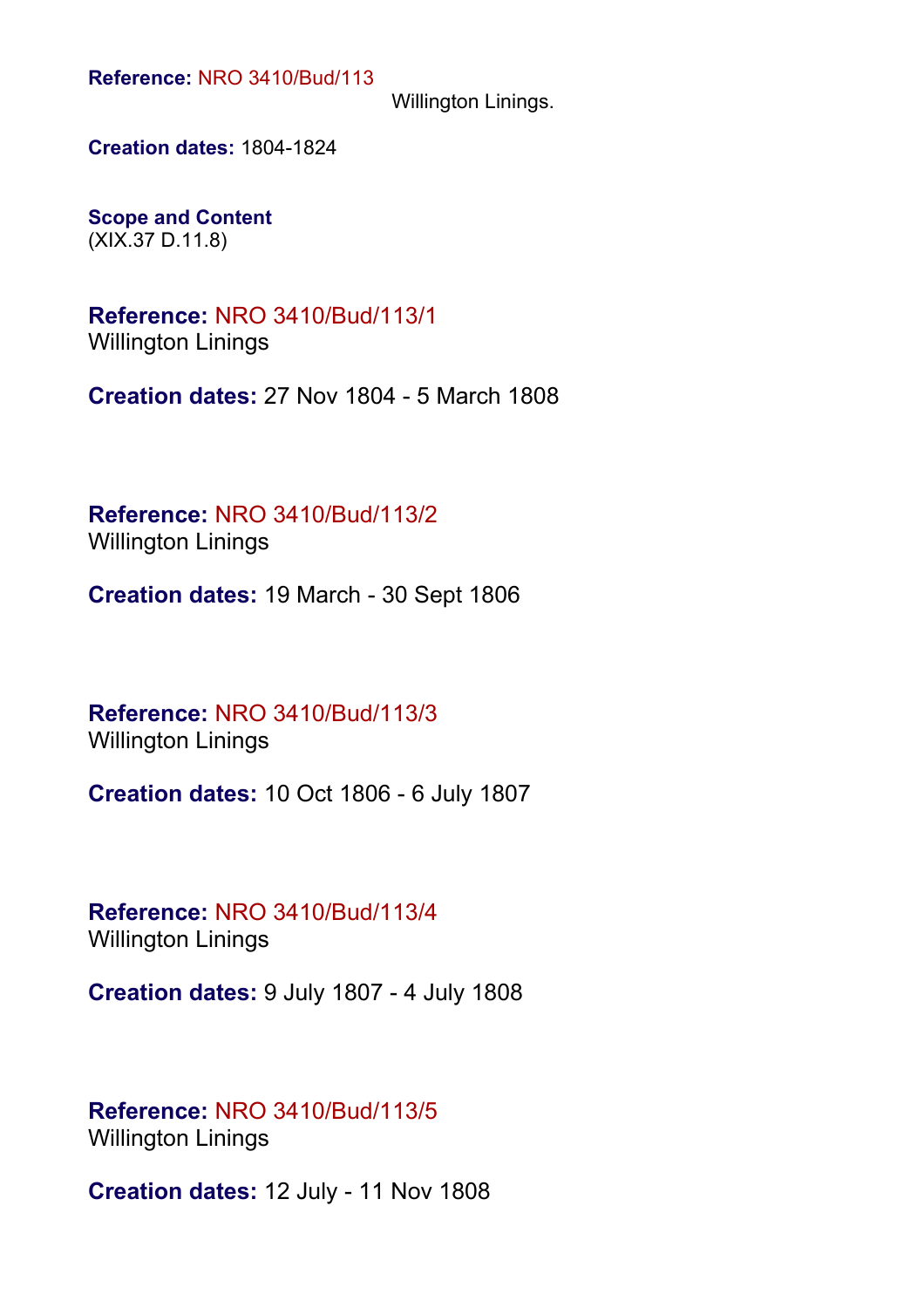**Reference:** NRO 3410/Bud/113
Willington Linings.

**Creation dates:** 1804-1824

**Scope and Content**
(XIX.37 D.11.8)

**Reference:** NRO 3410/Bud/113/1
Willington Linings

**Creation dates:** 27 Nov 1804 - 5 March 1808

**Reference:** NRO 3410/Bud/113/2
Willington Linings

**Creation dates:** 19 March - 30 Sept 1806

**Reference:** NRO 3410/Bud/113/3
Willington Linings

**Creation dates:** 10 Oct 1806 - 6 July 1807

**Reference:** NRO 3410/Bud/113/4
Willington Linings

**Creation dates:** 9 July 1807 - 4 July 1808

**Reference:** NRO 3410/Bud/113/5
Willington Linings

**Creation dates:** 12 July - 11 Nov 1808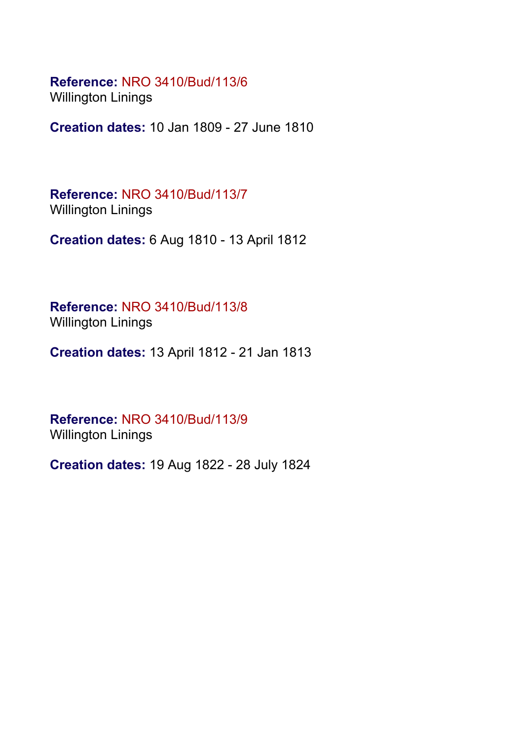**Reference:** NRO 3410/Bud/113/6
Willington Linings

**Creation dates:** 10 Jan 1809 - 27 June 1810

**Reference:** NRO 3410/Bud/113/7
Willington Linings

**Creation dates:** 6 Aug 1810 - 13 April 1812

**Reference:** NRO 3410/Bud/113/8
Willington Linings

**Creation dates:** 13 April 1812 - 21 Jan 1813

**Reference:** NRO 3410/Bud/113/9
Willington Linings

**Creation dates:** 19 Aug 1822 - 28 July 1824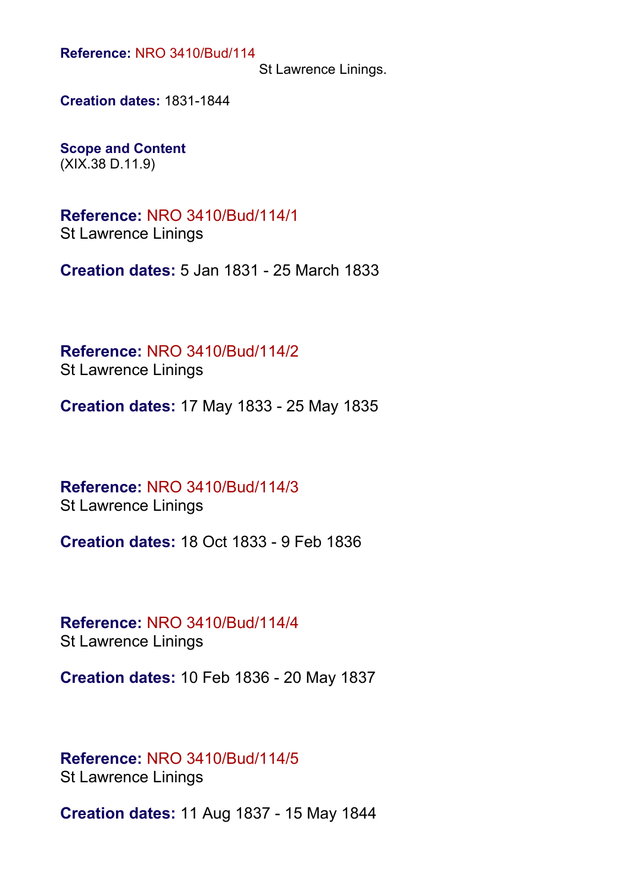**Reference:** NRO 3410/Bud/114
St Lawrence Linings.

**Creation dates:** 1831-1844

**Scope and Content**
(XIX.38 D.11.9)

**Reference:** NRO 3410/Bud/114/1
St Lawrence Linings

**Creation dates:** 5 Jan 1831 - 25 March 1833

**Reference:** NRO 3410/Bud/114/2
St Lawrence Linings

**Creation dates:** 17 May 1833 - 25 May 1835

**Reference:** NRO 3410/Bud/114/3
St Lawrence Linings

**Creation dates:** 18 Oct 1833 - 9 Feb 1836

**Reference:** NRO 3410/Bud/114/4
St Lawrence Linings

**Creation dates:** 10 Feb 1836 - 20 May 1837

**Reference:** NRO 3410/Bud/114/5
St Lawrence Linings

**Creation dates:** 11 Aug 1837 - 15 May 1844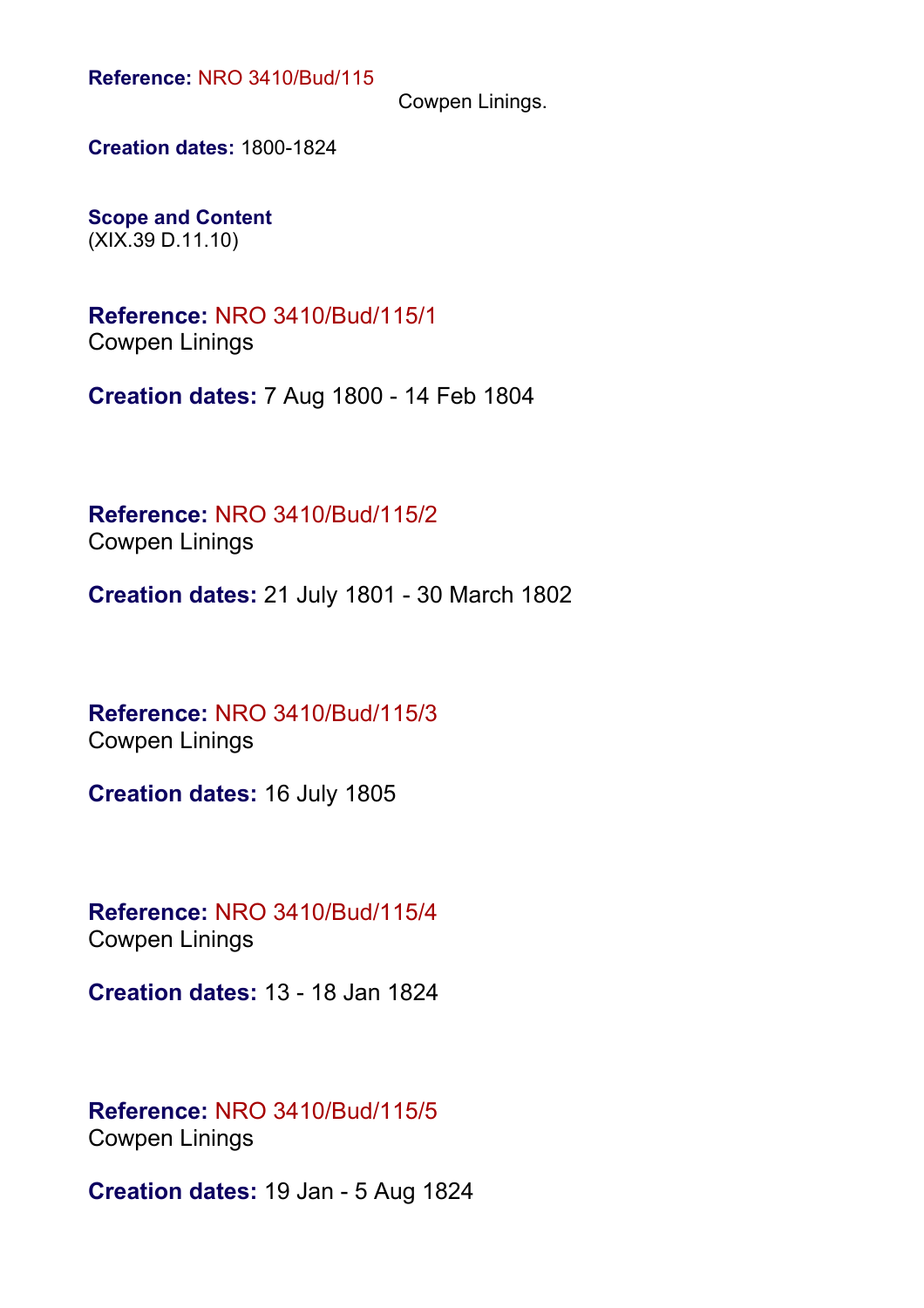**Reference:** NRO 3410/Bud/115

Cowpen Linings.

**Creation dates:** 1800-1824

**Scope and Content**
(XIX.39 D.11.10)

**Reference:** NRO 3410/Bud/115/1
Cowpen Linings

**Creation dates:** 7 Aug 1800 - 14 Feb 1804

**Reference:** NRO 3410/Bud/115/2
Cowpen Linings

**Creation dates:** 21 July 1801 - 30 March 1802

**Reference:** NRO 3410/Bud/115/3
Cowpen Linings

**Creation dates:** 16 July 1805

**Reference:** NRO 3410/Bud/115/4
Cowpen Linings

**Creation dates:** 13 - 18 Jan 1824

**Reference:** NRO 3410/Bud/115/5
Cowpen Linings

**Creation dates:** 19 Jan - 5 Aug 1824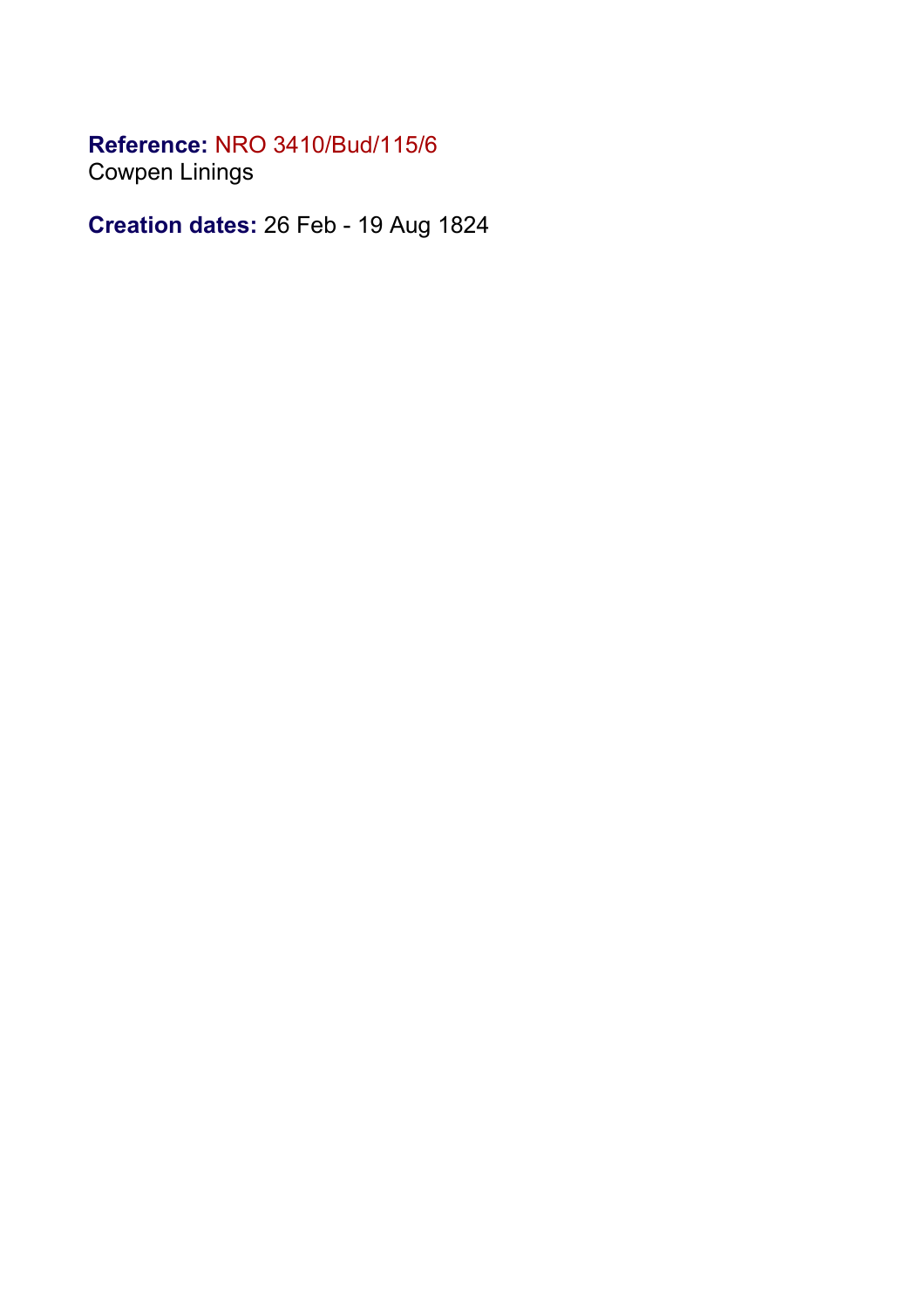**Reference:** NRO 3410/Bud/115/6
Cowpen Linings

**Creation dates:** 26 Feb - 19 Aug 1824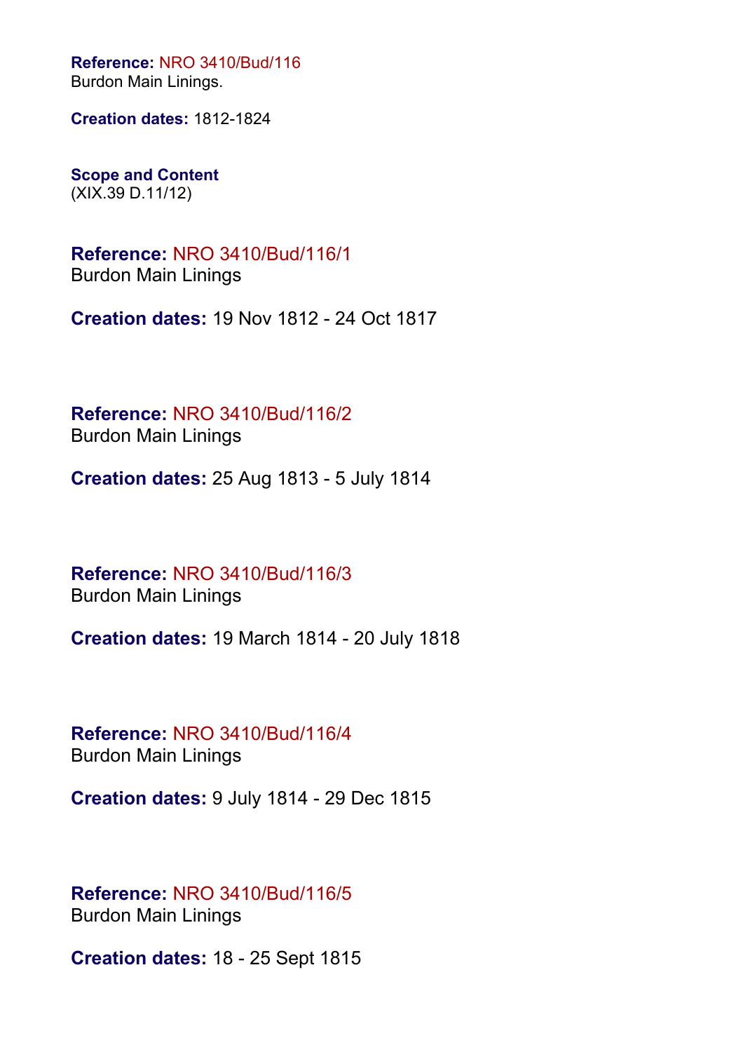**Reference:** NRO 3410/Bud/116
Burdon Main Linings.

**Creation dates:** 1812-1824

**Scope and Content**
(XIX.39 D.11/12)

**Reference:** NRO 3410/Bud/116/1
Burdon Main Linings

**Creation dates:** 19 Nov 1812 - 24 Oct 1817

**Reference:** NRO 3410/Bud/116/2
Burdon Main Linings

**Creation dates:** 25 Aug 1813 - 5 July 1814

**Reference:** NRO 3410/Bud/116/3
Burdon Main Linings

**Creation dates:** 19 March 1814 - 20 July 1818

**Reference:** NRO 3410/Bud/116/4
Burdon Main Linings

**Creation dates:** 9 July 1814 - 29 Dec 1815

**Reference:** NRO 3410/Bud/116/5
Burdon Main Linings

**Creation dates:** 18 - 25 Sept 1815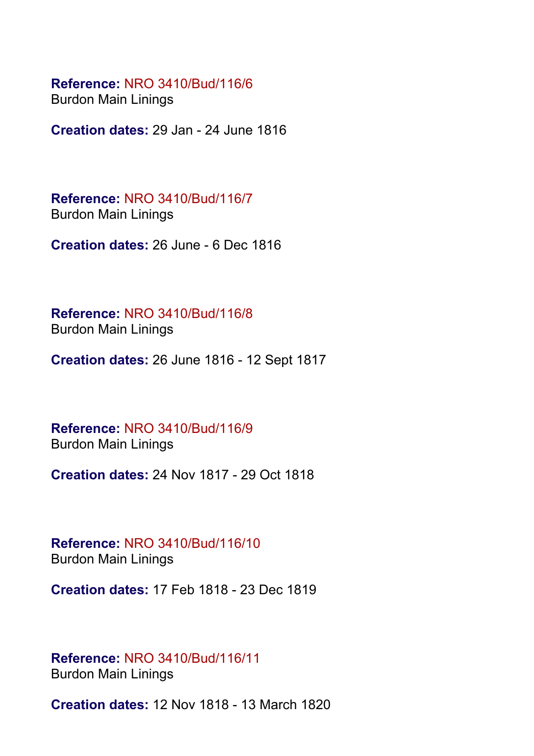**Reference:** NRO 3410/Bud/116/6
Burdon Main Linings

**Creation dates:** 29 Jan - 24 June 1816

**Reference:** NRO 3410/Bud/116/7
Burdon Main Linings

**Creation dates:** 26 June - 6 Dec 1816

**Reference:** NRO 3410/Bud/116/8
Burdon Main Linings

**Creation dates:** 26 June 1816 - 12 Sept 1817

**Reference:** NRO 3410/Bud/116/9
Burdon Main Linings

**Creation dates:** 24 Nov 1817 - 29 Oct 1818

**Reference:** NRO 3410/Bud/116/10
Burdon Main Linings

**Creation dates:** 17 Feb 1818 - 23 Dec 1819

**Reference:** NRO 3410/Bud/116/11
Burdon Main Linings

**Creation dates:** 12 Nov 1818 - 13 March 1820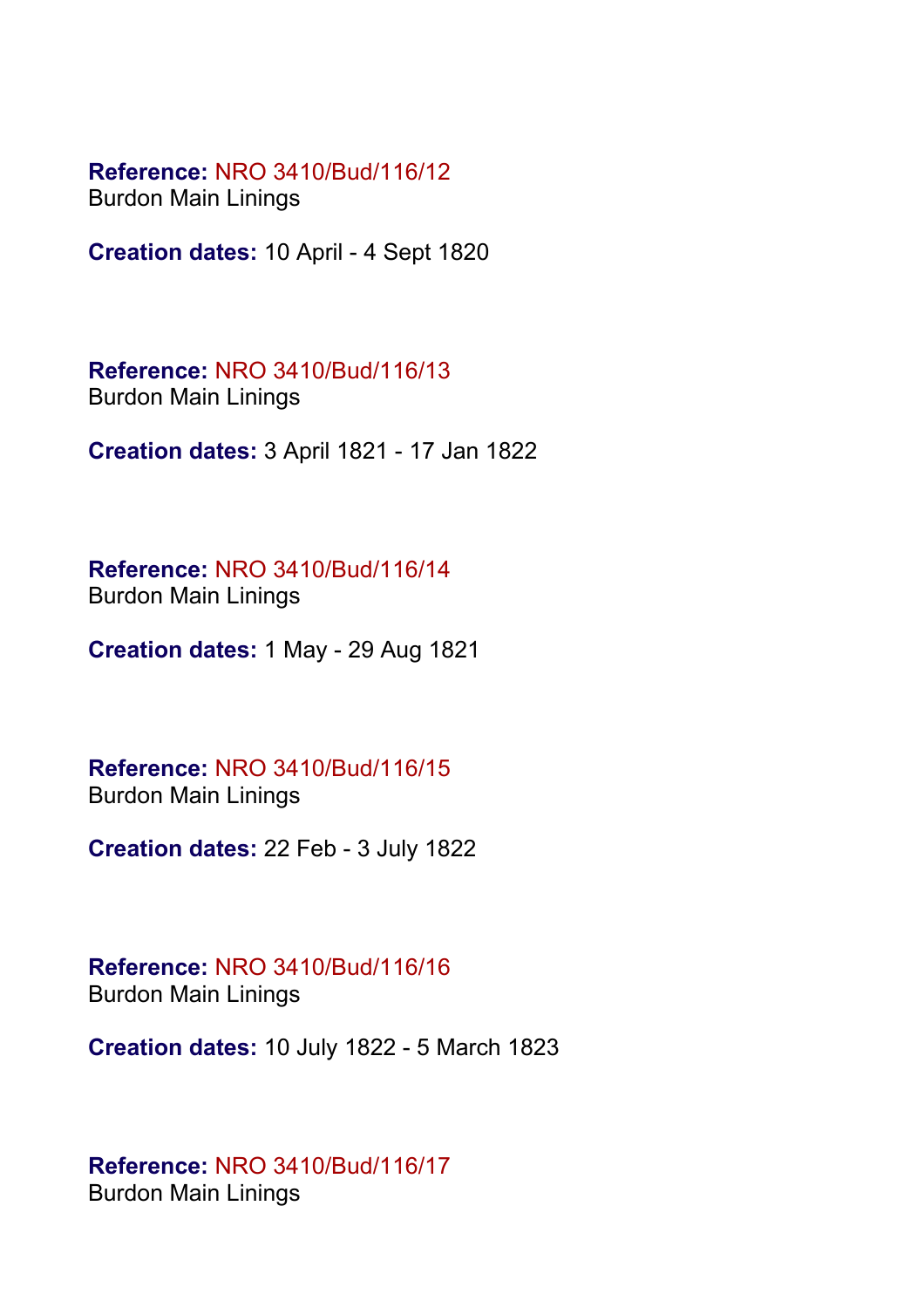**Reference:** NRO 3410/Bud/116/12
Burdon Main Linings

**Creation dates:** 10 April - 4 Sept 1820

**Reference:** NRO 3410/Bud/116/13
Burdon Main Linings

**Creation dates:** 3 April 1821 - 17 Jan 1822

**Reference:** NRO 3410/Bud/116/14
Burdon Main Linings

**Creation dates:** 1 May - 29 Aug 1821

**Reference:** NRO 3410/Bud/116/15
Burdon Main Linings

**Creation dates:** 22 Feb - 3 July 1822

**Reference:** NRO 3410/Bud/116/16
Burdon Main Linings

**Creation dates:** 10 July 1822 - 5 March 1823

**Reference:** NRO 3410/Bud/116/17
Burdon Main Linings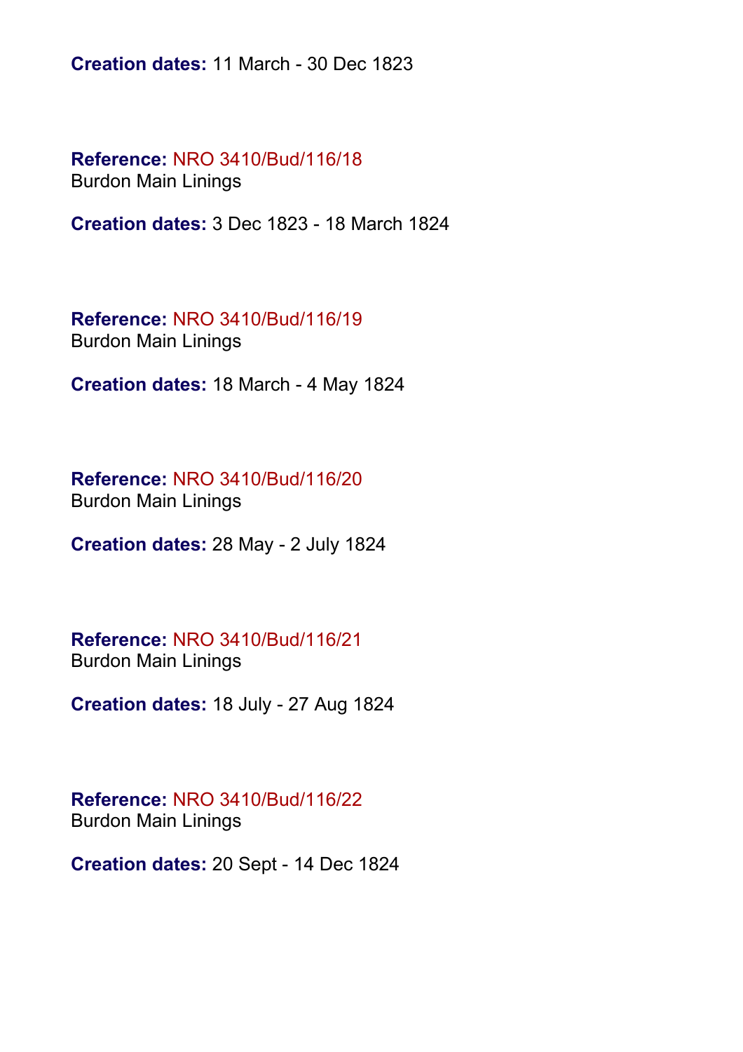**Creation dates:** 11 March - 30 Dec 1823

**Reference:** NRO 3410/Bud/116/18
Burdon Main Linings

**Creation dates:** 3 Dec 1823 - 18 March 1824

**Reference:** NRO 3410/Bud/116/19
Burdon Main Linings

**Creation dates:** 18 March - 4 May 1824

**Reference:** NRO 3410/Bud/116/20
Burdon Main Linings

**Creation dates:** 28 May - 2 July 1824

**Reference:** NRO 3410/Bud/116/21
Burdon Main Linings

**Creation dates:** 18 July - 27 Aug 1824

**Reference:** NRO 3410/Bud/116/22
Burdon Main Linings

**Creation dates:** 20 Sept - 14 Dec 1824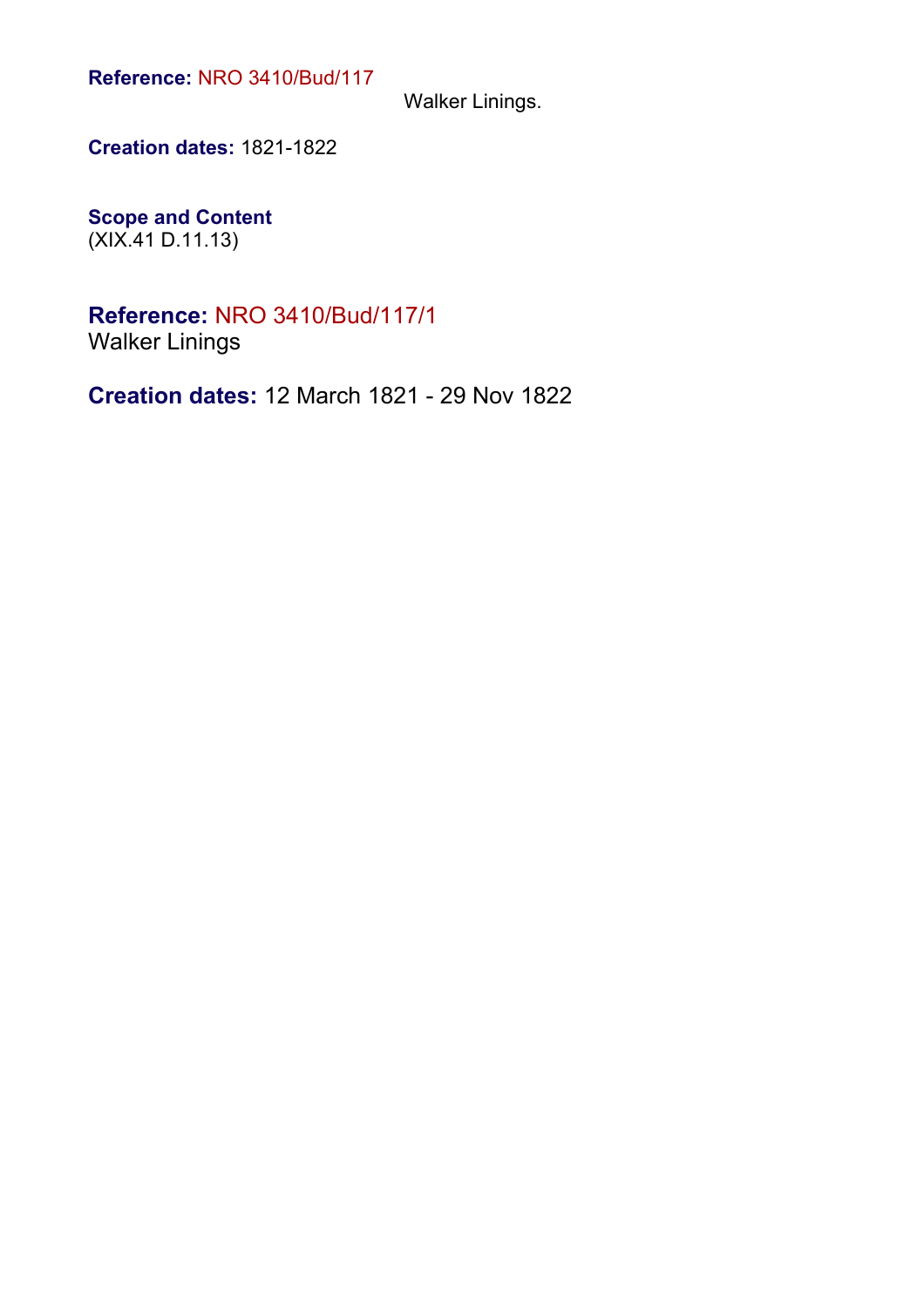**Reference:** NRO 3410/Bud/117

Walker Linings.

**Creation dates:** 1821-1822

**Scope and Content**
(XIX.41 D.11.13)

## **Reference:** NRO 3410/Bud/117/1

Walker Linings

**Creation dates:** 12 March 1821 - 29 Nov 1822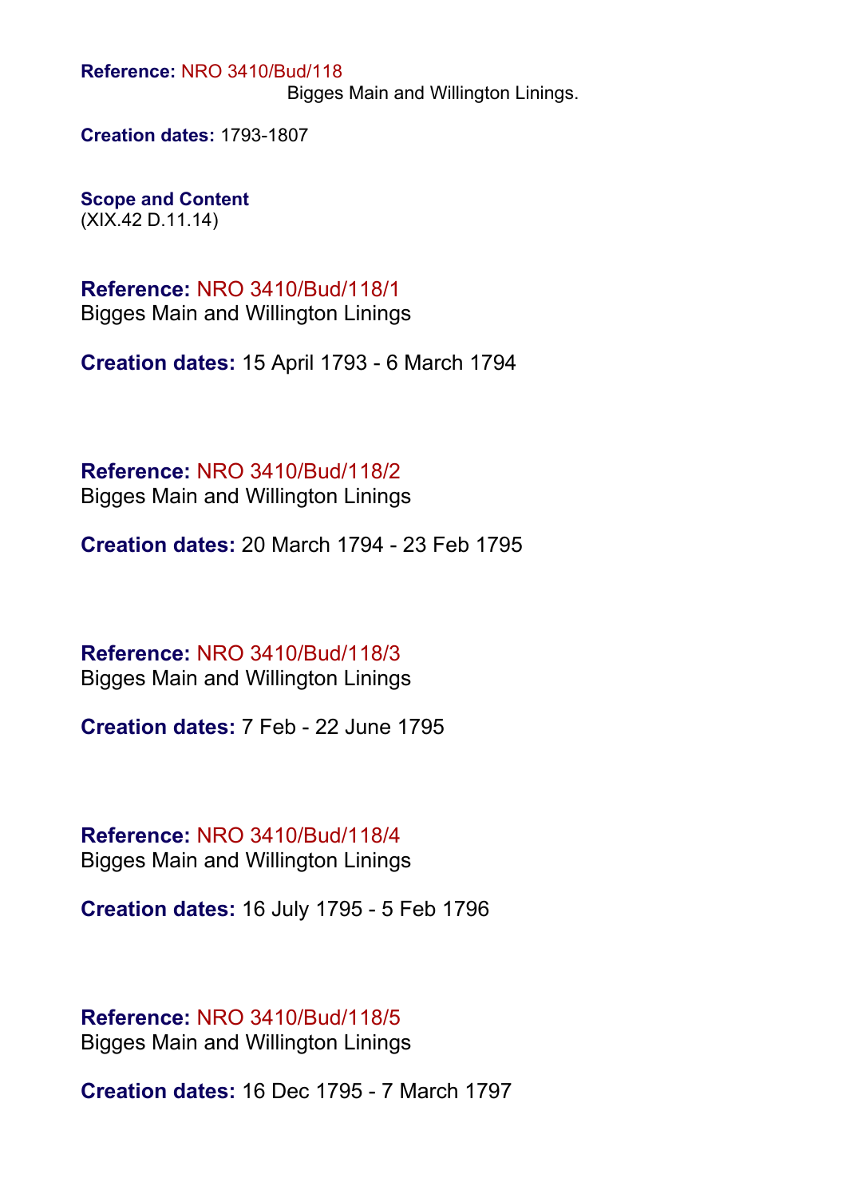**Reference:** NRO 3410/Bud/118
Bigges Main and Willington Linings.

**Creation dates:** 1793-1807

**Scope and Content**
(XIX.42 D.11.14)

**Reference:** NRO 3410/Bud/118/1
Bigges Main and Willington Linings

**Creation dates:** 15 April 1793 - 6 March 1794

**Reference:** NRO 3410/Bud/118/2
Bigges Main and Willington Linings

**Creation dates:** 20 March 1794 - 23 Feb 1795

**Reference:** NRO 3410/Bud/118/3
Bigges Main and Willington Linings

**Creation dates:** 7 Feb - 22 June 1795

**Reference:** NRO 3410/Bud/118/4
Bigges Main and Willington Linings

**Creation dates:** 16 July 1795 - 5 Feb 1796

**Reference:** NRO 3410/Bud/118/5
Bigges Main and Willington Linings

**Creation dates:** 16 Dec 1795 - 7 March 1797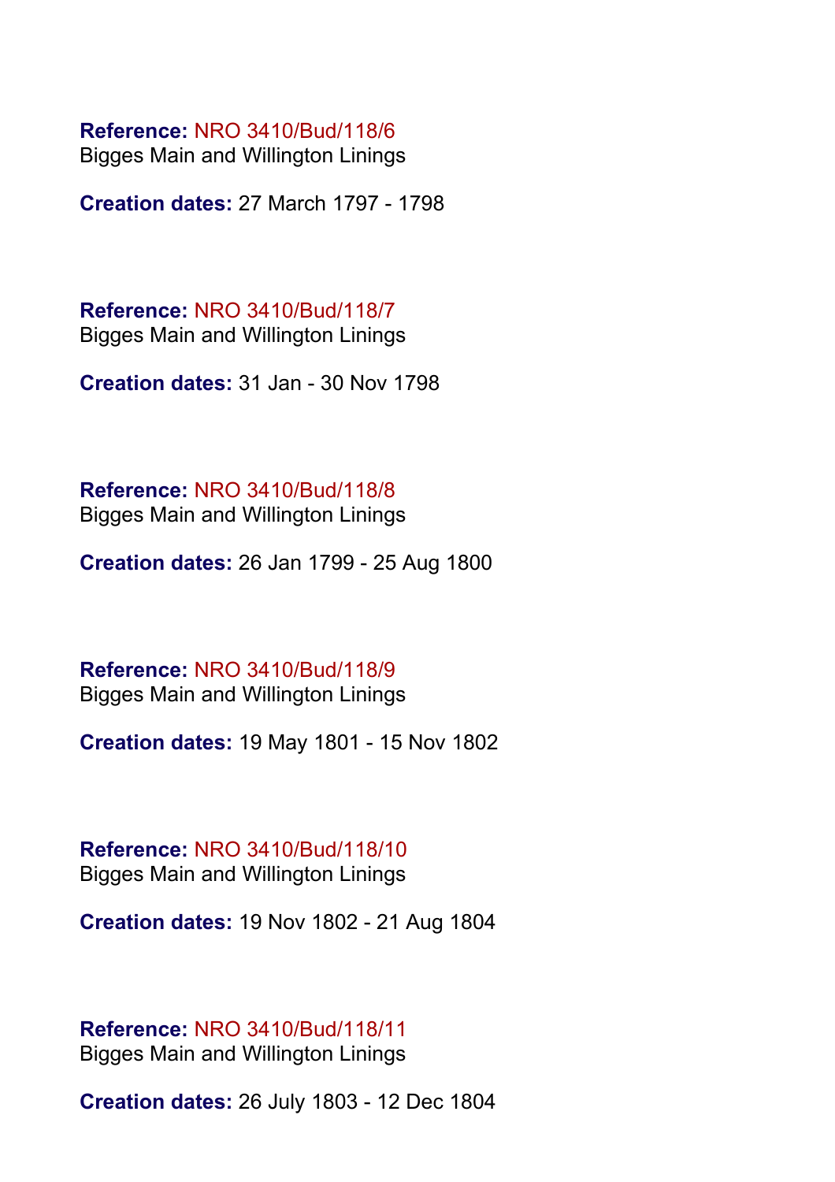**Reference:** NRO 3410/Bud/118/6
Bigges Main and Willington Linings

**Creation dates:** 27 March 1797 - 1798

**Reference:** NRO 3410/Bud/118/7
Bigges Main and Willington Linings

**Creation dates:** 31 Jan - 30 Nov 1798

**Reference:** NRO 3410/Bud/118/8
Bigges Main and Willington Linings

**Creation dates:** 26 Jan 1799 - 25 Aug 1800

**Reference:** NRO 3410/Bud/118/9
Bigges Main and Willington Linings

**Creation dates:** 19 May 1801 - 15 Nov 1802

**Reference:** NRO 3410/Bud/118/10
Bigges Main and Willington Linings

**Creation dates:** 19 Nov 1802 - 21 Aug 1804

**Reference:** NRO 3410/Bud/118/11
Bigges Main and Willington Linings

**Creation dates:** 26 July 1803 - 12 Dec 1804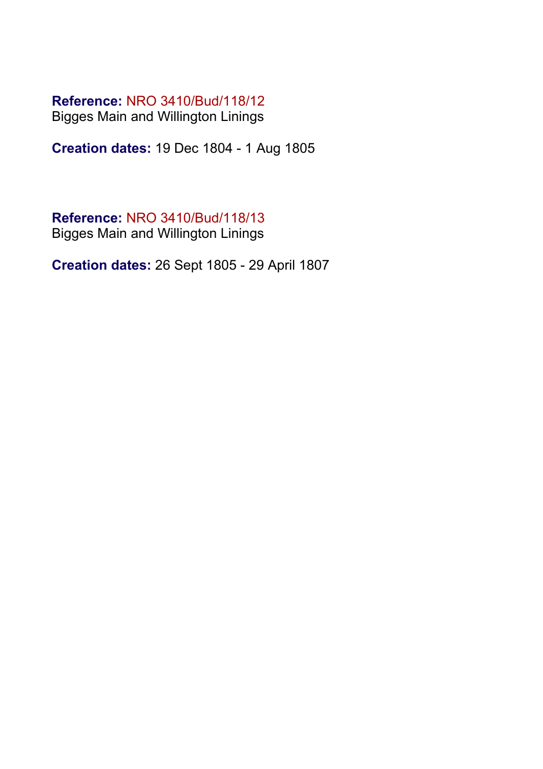**Reference:** NRO 3410/Bud/118/12
Bigges Main and Willington Linings

**Creation dates:** 19 Dec 1804 - 1 Aug 1805

**Reference:** NRO 3410/Bud/118/13
Bigges Main and Willington Linings

**Creation dates:** 26 Sept 1805 - 29 April 1807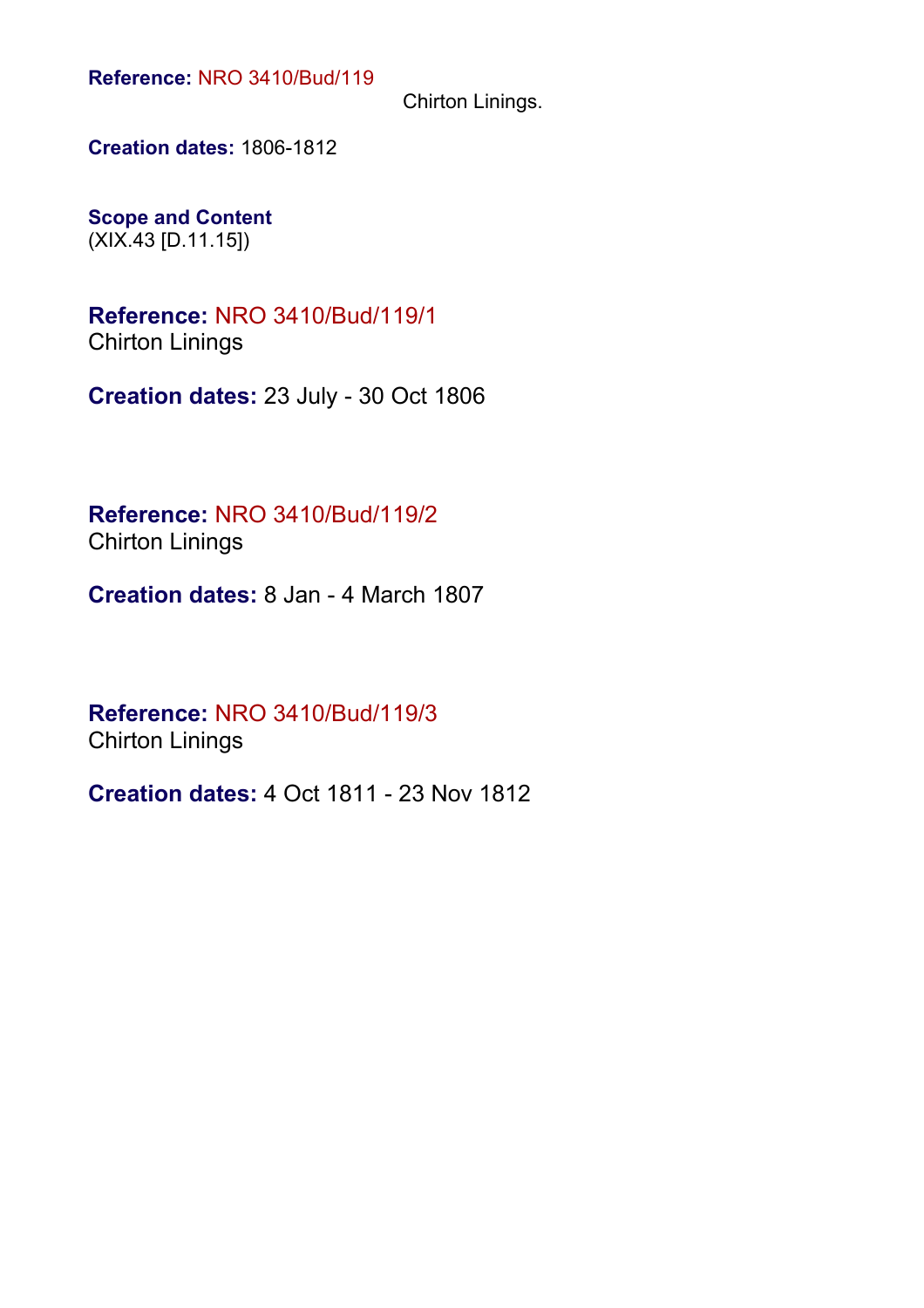**Reference:** NRO 3410/Bud/119

Chirton Linings.

**Creation dates:** 1806-1812

**Scope and Content**
(XIX.43 [D.11.15])

**Reference:** NRO 3410/Bud/119/1
Chirton Linings

**Creation dates:** 23 July - 30 Oct 1806

**Reference:** NRO 3410/Bud/119/2
Chirton Linings

**Creation dates:** 8 Jan - 4 March 1807

**Reference:** NRO 3410/Bud/119/3
Chirton Linings

**Creation dates:** 4 Oct 1811 - 23 Nov 1812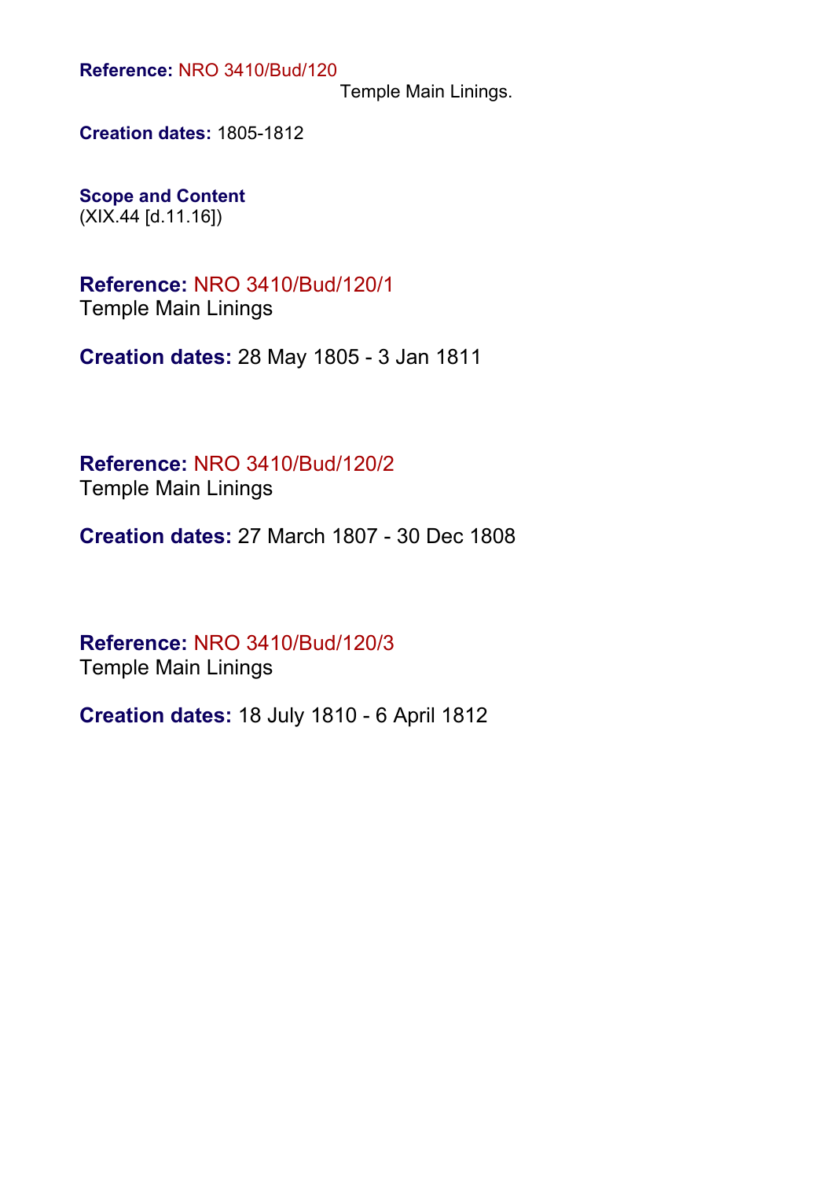**Reference:** NRO 3410/Bud/120

Temple Main Linings.

**Creation dates:** 1805-1812

**Scope and Content**

(XIX.44 [d.11.16])

**Reference:** NRO 3410/Bud/120/1

Temple Main Linings

**Creation dates:** 28 May 1805 - 3 Jan 1811

**Reference:** NRO 3410/Bud/120/2

Temple Main Linings

**Creation dates:** 27 March 1807 - 30 Dec 1808

**Reference:** NRO 3410/Bud/120/3

Temple Main Linings

**Creation dates:** 18 July 1810 - 6 April 1812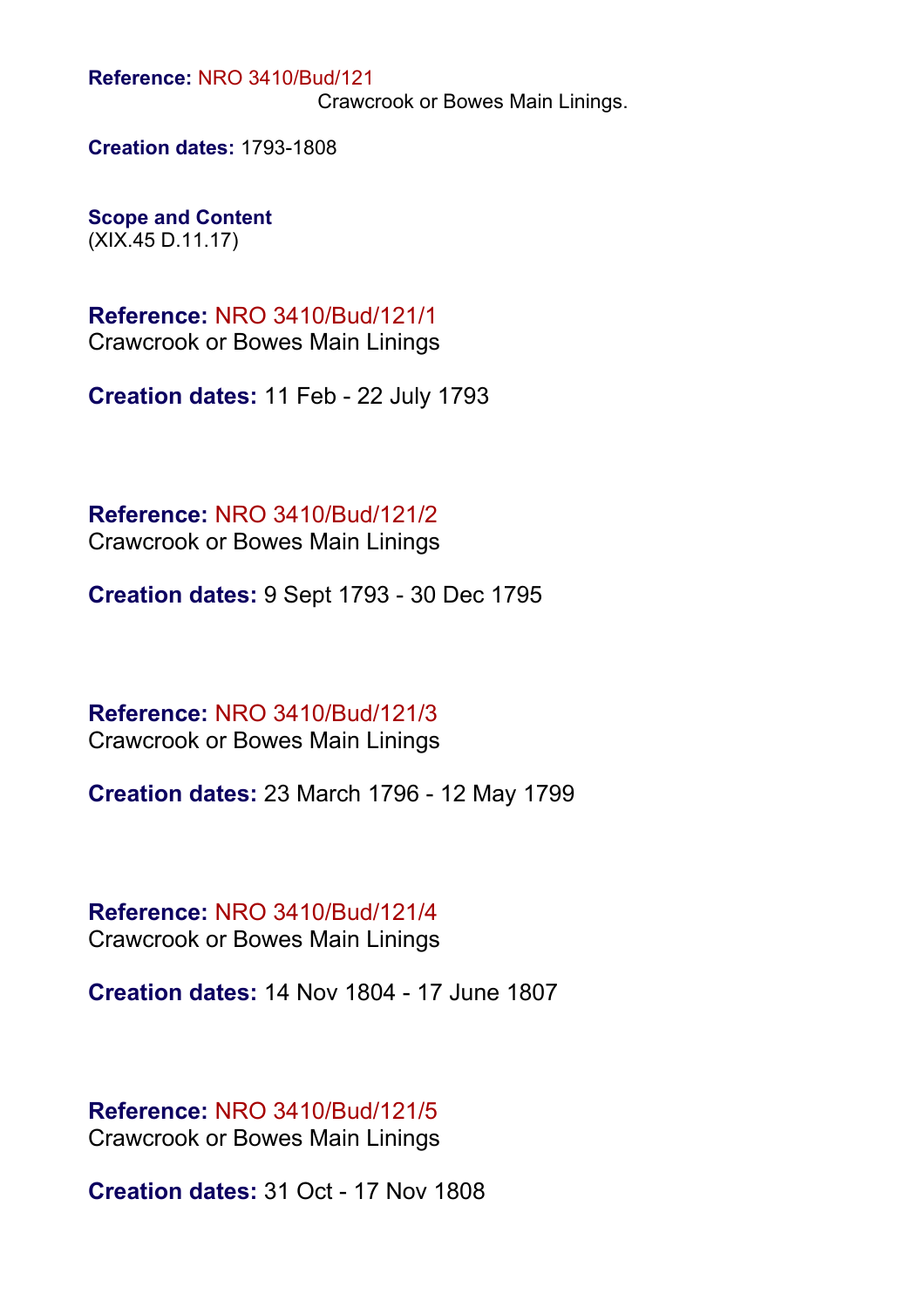**Reference:** NRO 3410/Bud/121
Crawcrook or Bowes Main Linings.

**Creation dates:** 1793-1808

**Scope and Content**
(XIX.45 D.11.17)

**Reference:** NRO 3410/Bud/121/1
Crawcrook or Bowes Main Linings

**Creation dates:** 11 Feb - 22 July 1793

**Reference:** NRO 3410/Bud/121/2
Crawcrook or Bowes Main Linings

**Creation dates:** 9 Sept 1793 - 30 Dec 1795

**Reference:** NRO 3410/Bud/121/3
Crawcrook or Bowes Main Linings

**Creation dates:** 23 March 1796 - 12 May 1799

**Reference:** NRO 3410/Bud/121/4
Crawcrook or Bowes Main Linings

**Creation dates:** 14 Nov 1804 - 17 June 1807

**Reference:** NRO 3410/Bud/121/5
Crawcrook or Bowes Main Linings

**Creation dates:** 31 Oct - 17 Nov 1808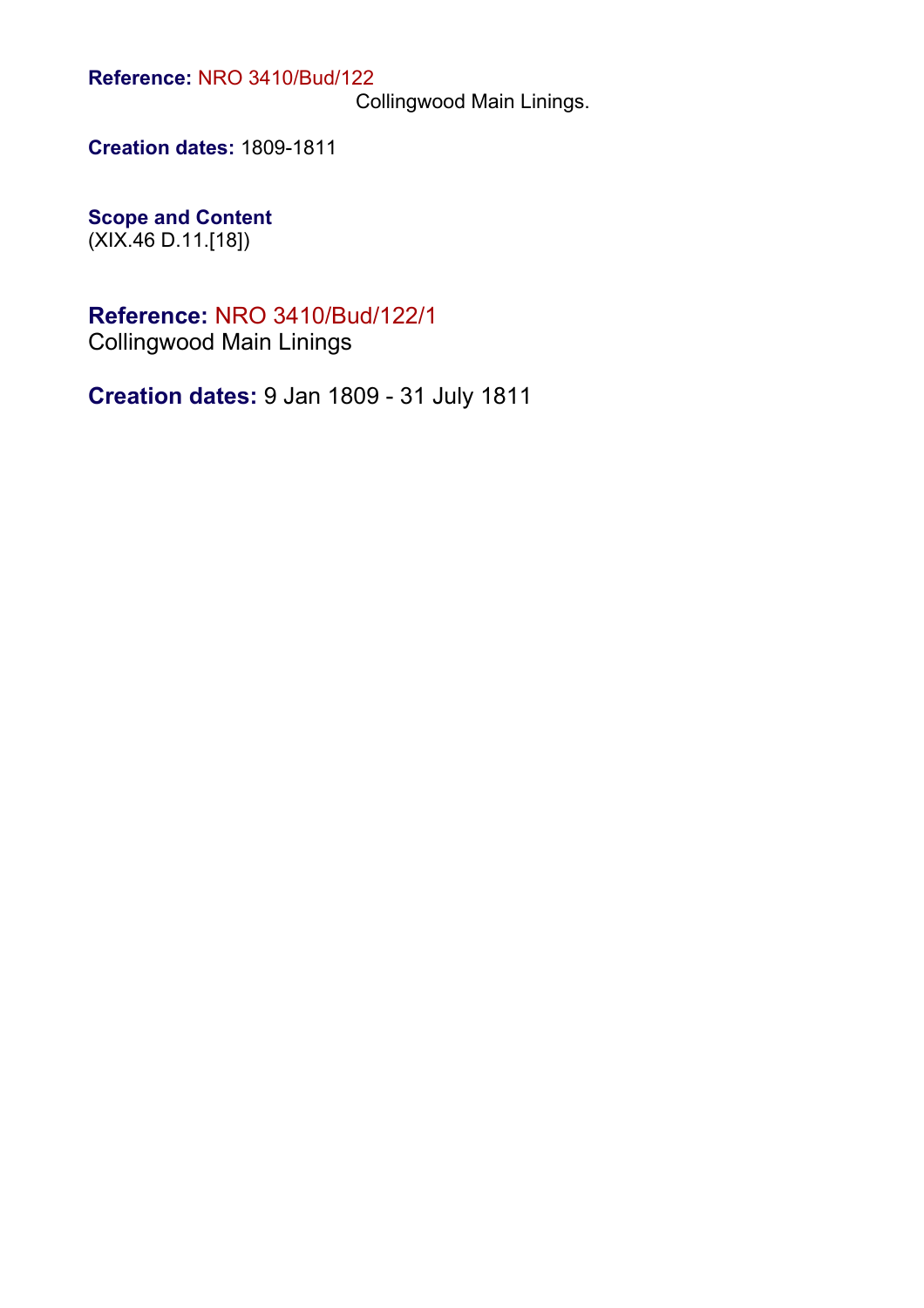**Reference:** NRO 3410/Bud/122

Collingwood Main Linings.

**Creation dates:** 1809-1811

**Scope and Content**

(XIX.46 D.11.[18])

## Reference: NRO 3410/Bud/122/1

Collingwood Main Linings

**Creation dates:** 9 Jan 1809 - 31 July 1811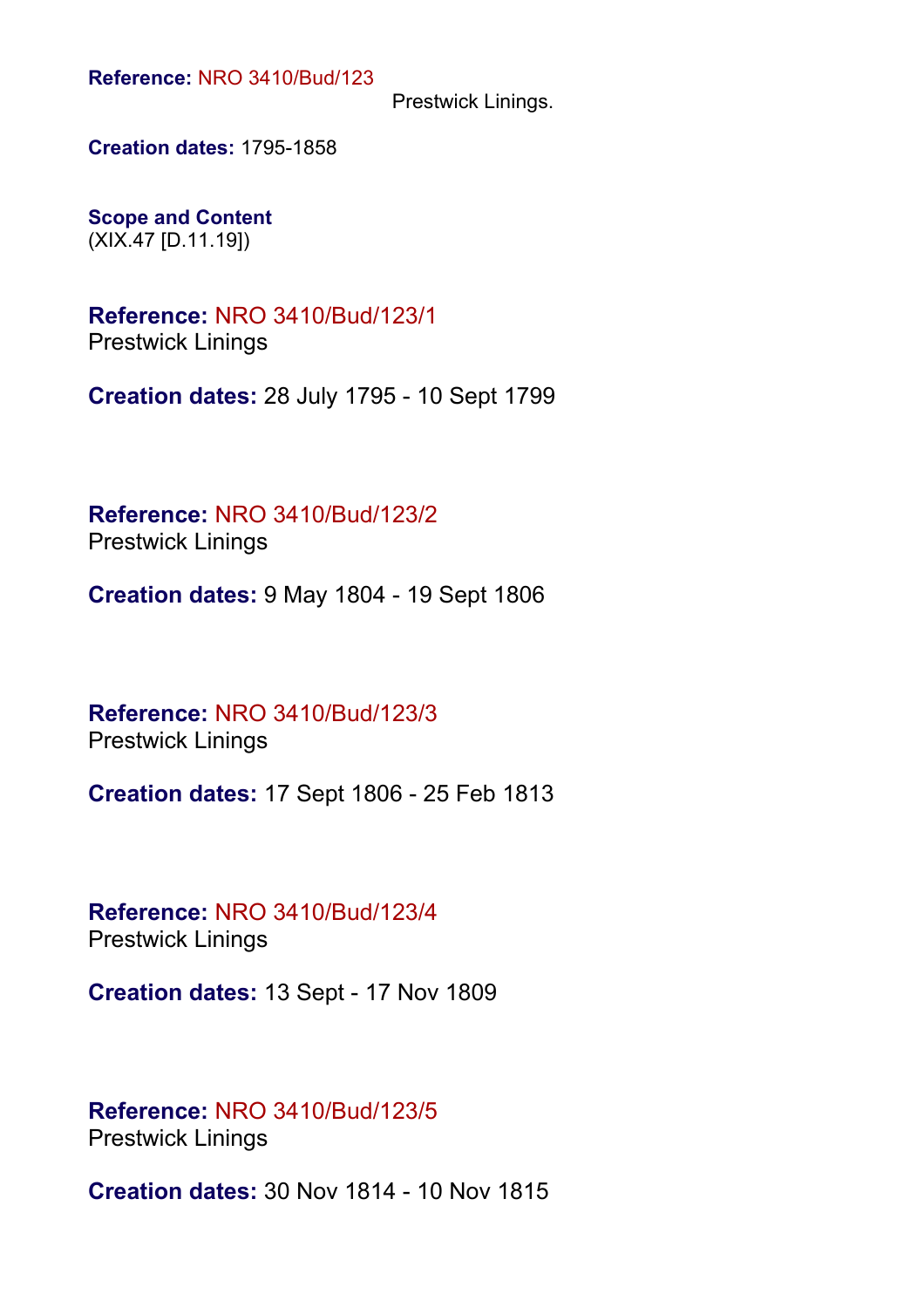**Reference:** NRO 3410/Bud/123

Prestwick Linings.

**Creation dates:** 1795-1858

**Scope and Content**

(XIX.47 [D.11.19])

**Reference:** NRO 3410/Bud/123/1

Prestwick Linings

**Creation dates:** 28 July 1795 - 10 Sept 1799

**Reference:** NRO 3410/Bud/123/2

Prestwick Linings

**Creation dates:** 9 May 1804 - 19 Sept 1806

**Reference:** NRO 3410/Bud/123/3

Prestwick Linings

**Creation dates:** 17 Sept 1806 - 25 Feb 1813

**Reference:** NRO 3410/Bud/123/4

Prestwick Linings

**Creation dates:** 13 Sept - 17 Nov 1809

**Reference:** NRO 3410/Bud/123/5

Prestwick Linings

**Creation dates:** 30 Nov 1814 - 10 Nov 1815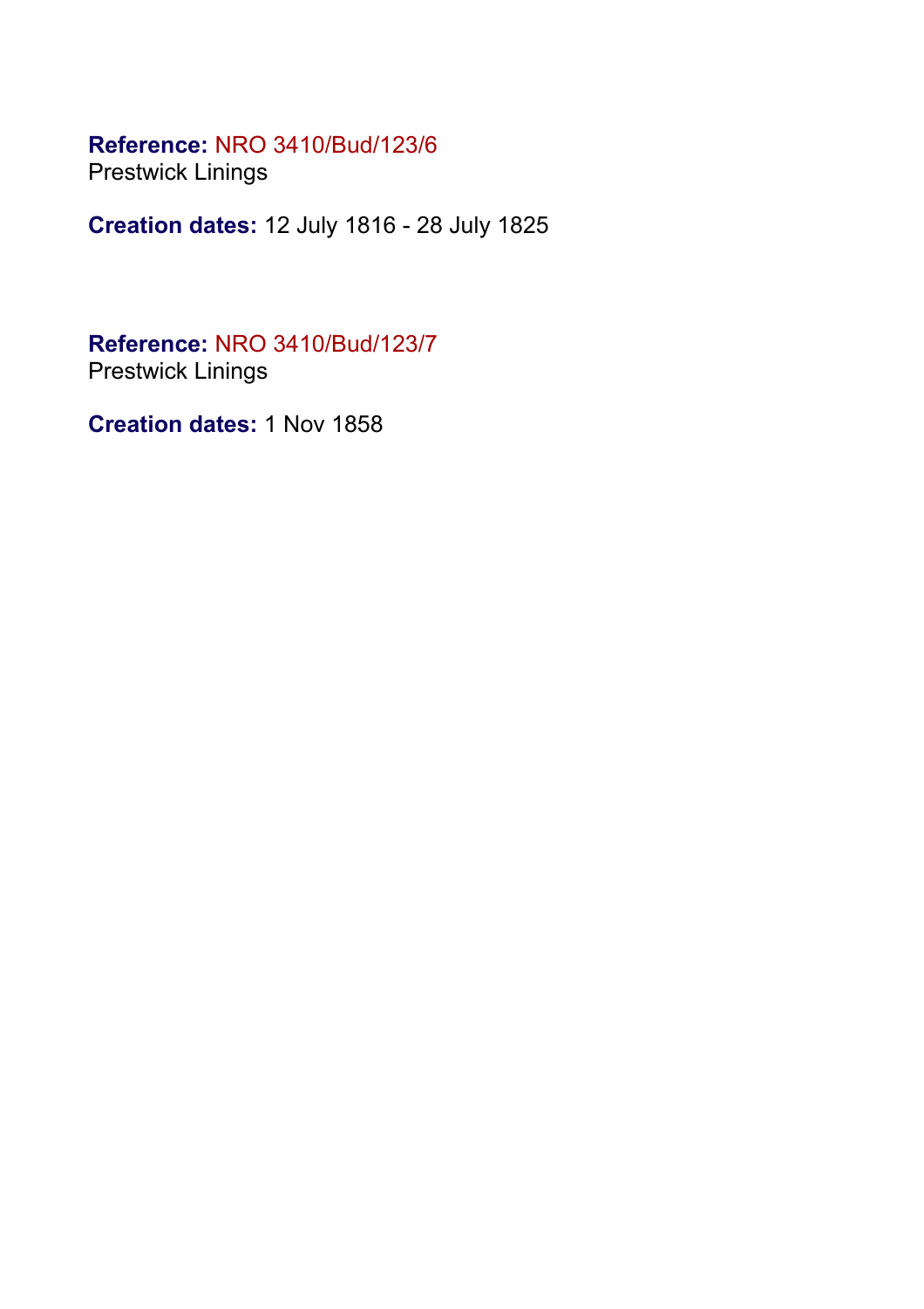**Reference:** NRO 3410/Bud/123/6
Prestwick Linings

**Creation dates:** 12 July 1816 - 28 July 1825

**Reference:** NRO 3410/Bud/123/7
Prestwick Linings

**Creation dates:** 1 Nov 1858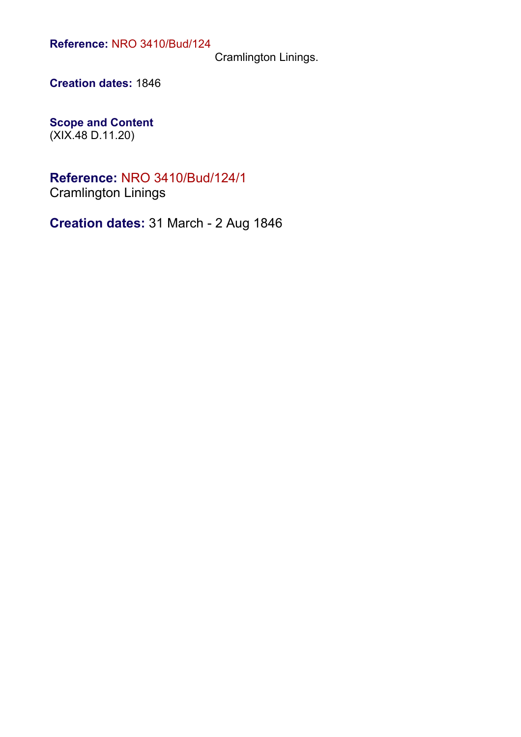**Reference:** NRO 3410/Bud/124

Cramlington Linings.

**Creation dates:** 1846

**Scope and Content**

(XIX.48 D.11.20)

**Reference:** NRO 3410/Bud/124/1

Cramlington Linings

**Creation dates:** 31 March - 2 Aug 1846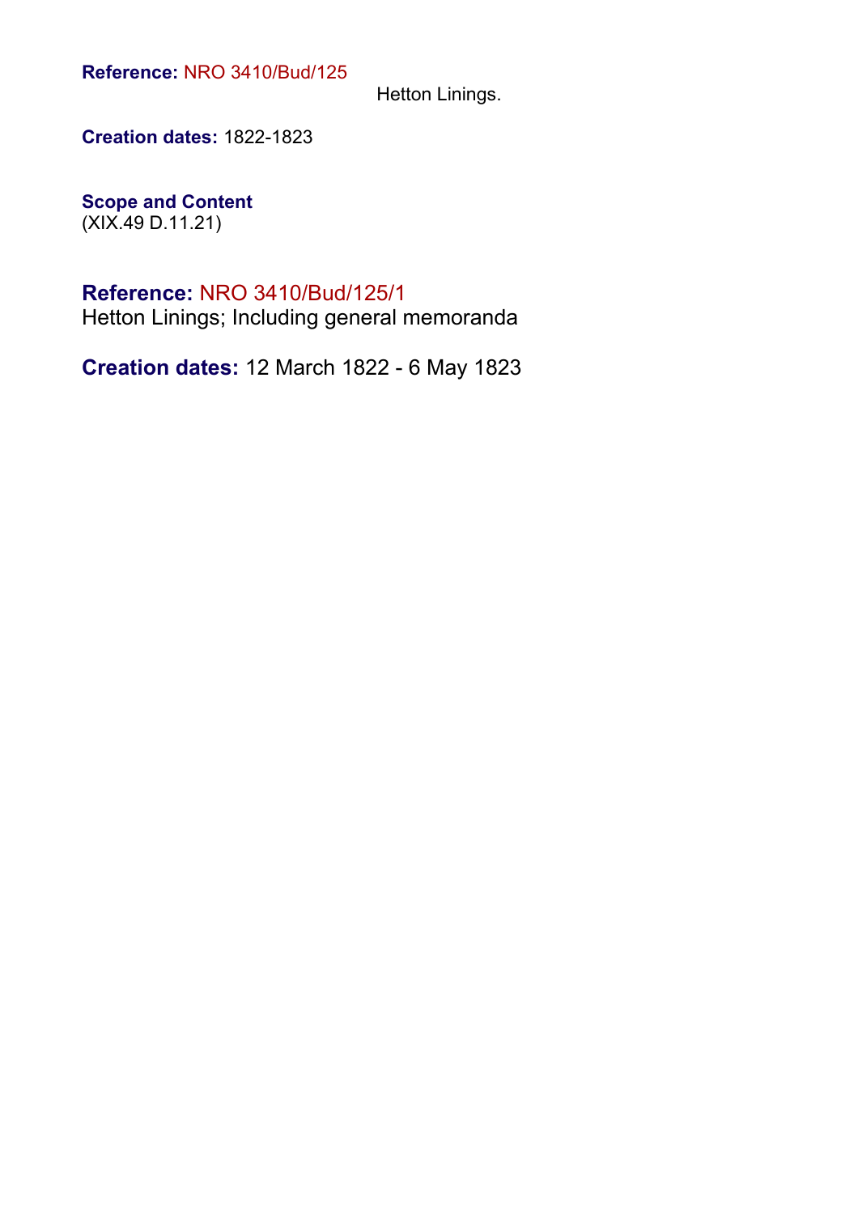**Reference:** NRO 3410/Bud/125

Hetton Linings.

**Creation dates:** 1822-1823

**Scope and Content**
(XIX.49 D.11.21)

**Reference:** NRO 3410/Bud/125/1
Hetton Linings; Including general memoranda

**Creation dates:** 12 March 1822 - 6 May 1823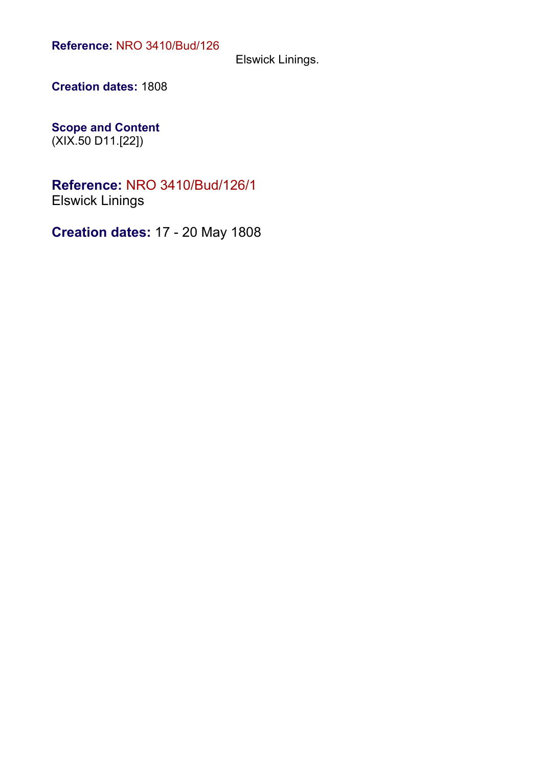**Reference:** NRO 3410/Bud/126

Elswick Linings.

**Creation dates:** 1808

**Scope and Content**

(XIX.50 D11.[22])

**Reference:** NRO 3410/Bud/126/1

Elswick Linings

**Creation dates:** 17 - 20 May 1808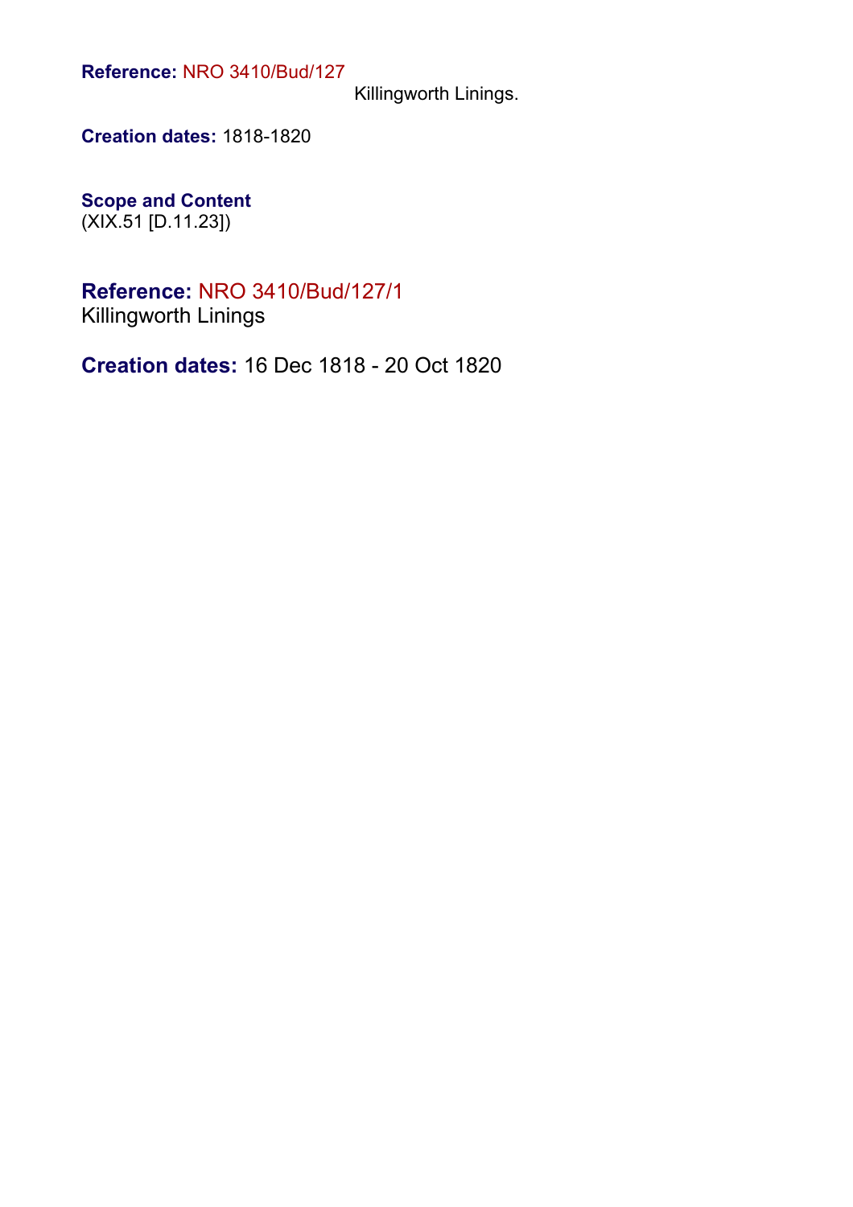**Reference:** NRO 3410/Bud/127

Killingworth Linings.

**Creation dates:** 1818-1820

**Scope and Content**

(XIX.51 [D.11.23])

**Reference:** NRO 3410/Bud/127/1

Killingworth Linings

**Creation dates:** 16 Dec 1818 - 20 Oct 1820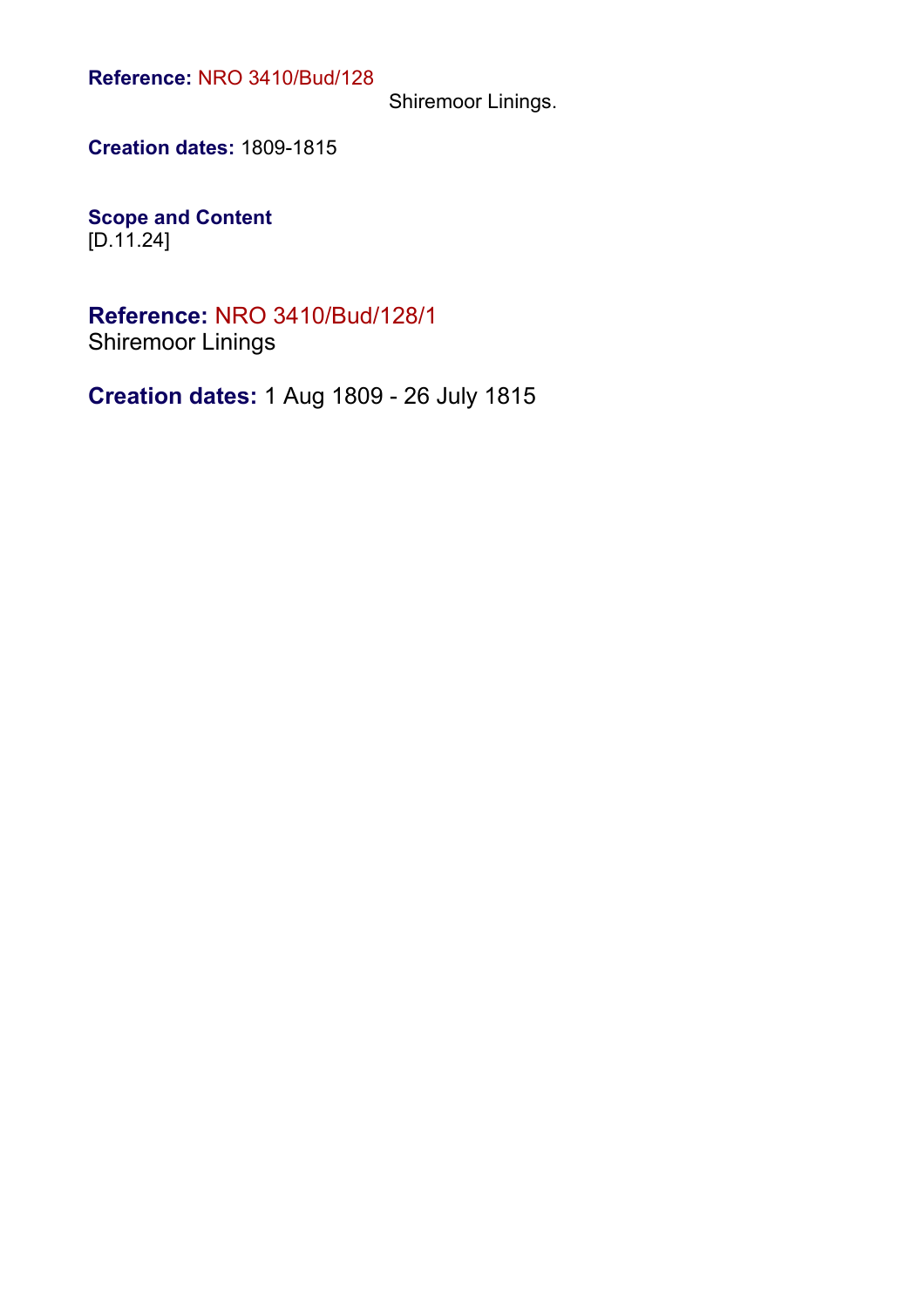**Reference:** NRO 3410/Bud/128

Shiremoor Linings.

**Creation dates:** 1809-1815

**Scope and Content**
[D.11.24]

## **Reference:** NRO 3410/Bud/128/1
Shiremoor Linings

**Creation dates:** 1 Aug 1809 - 26 July 1815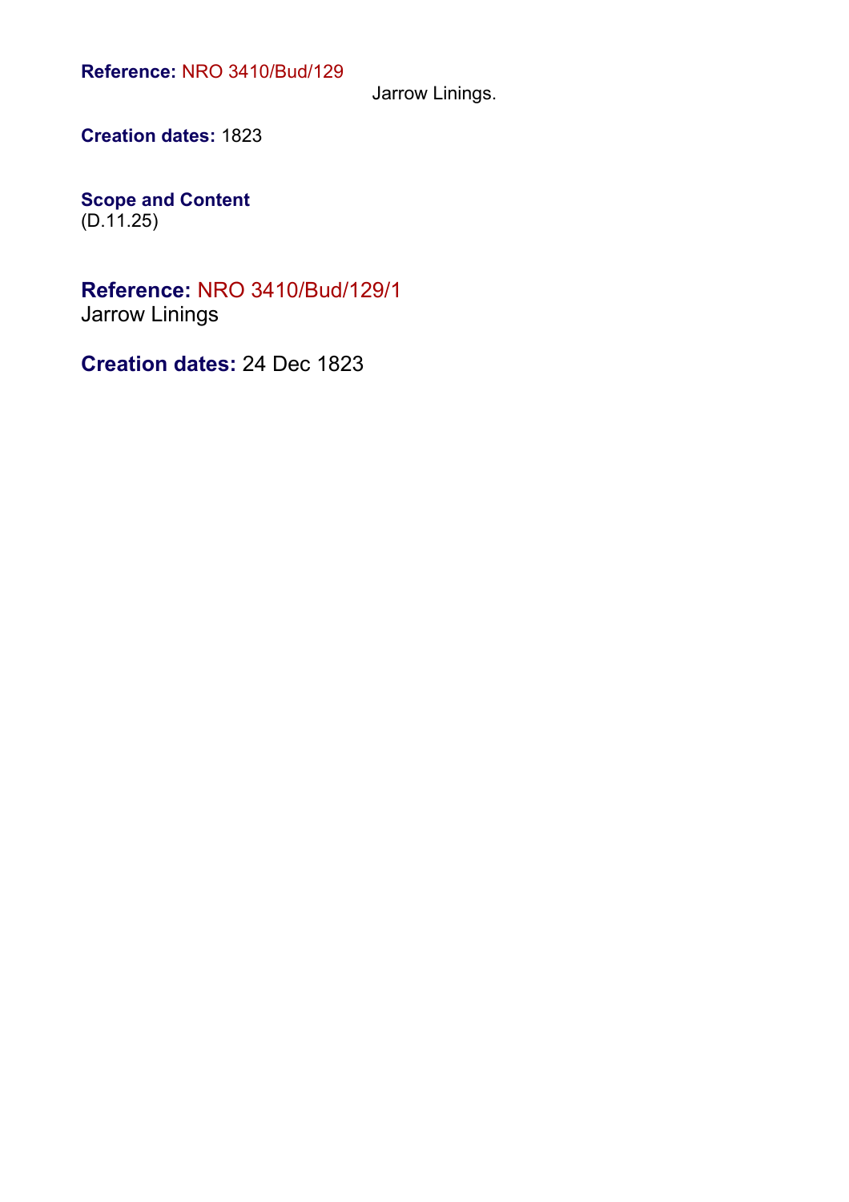**Reference:** NRO 3410/Bud/129

Jarrow Linings.

**Creation dates:** 1823

**Scope and Content**
(D.11.25)

**Reference:** NRO 3410/Bud/129/1
Jarrow Linings

**Creation dates:** 24 Dec 1823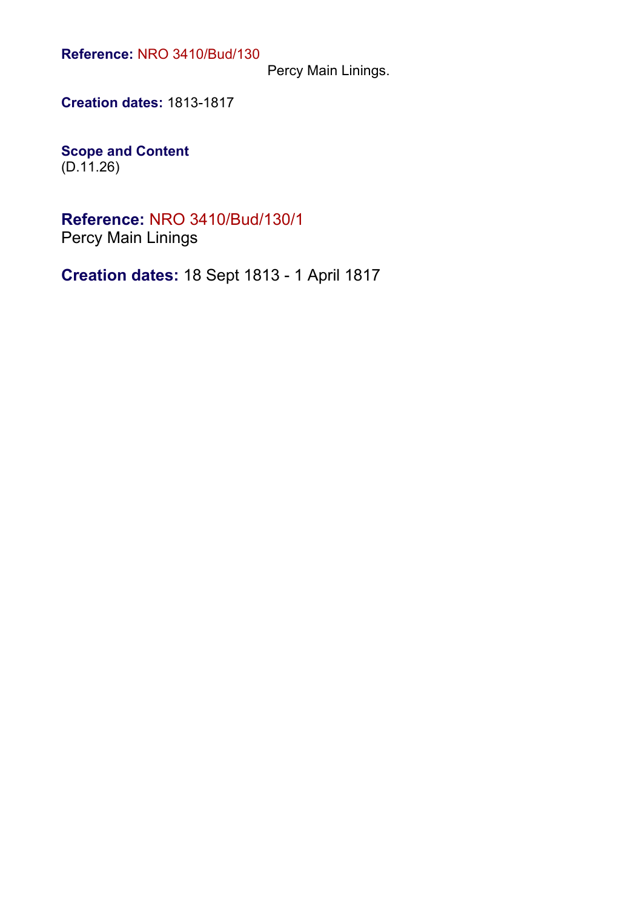**Reference:** NRO 3410/Bud/130

Percy Main Linings.

**Creation dates:** 1813-1817

**Scope and Content**
(D.11.26)

## **Reference:** NRO 3410/Bud/130/1

Percy Main Linings

**Creation dates:** 18 Sept 1813 - 1 April 1817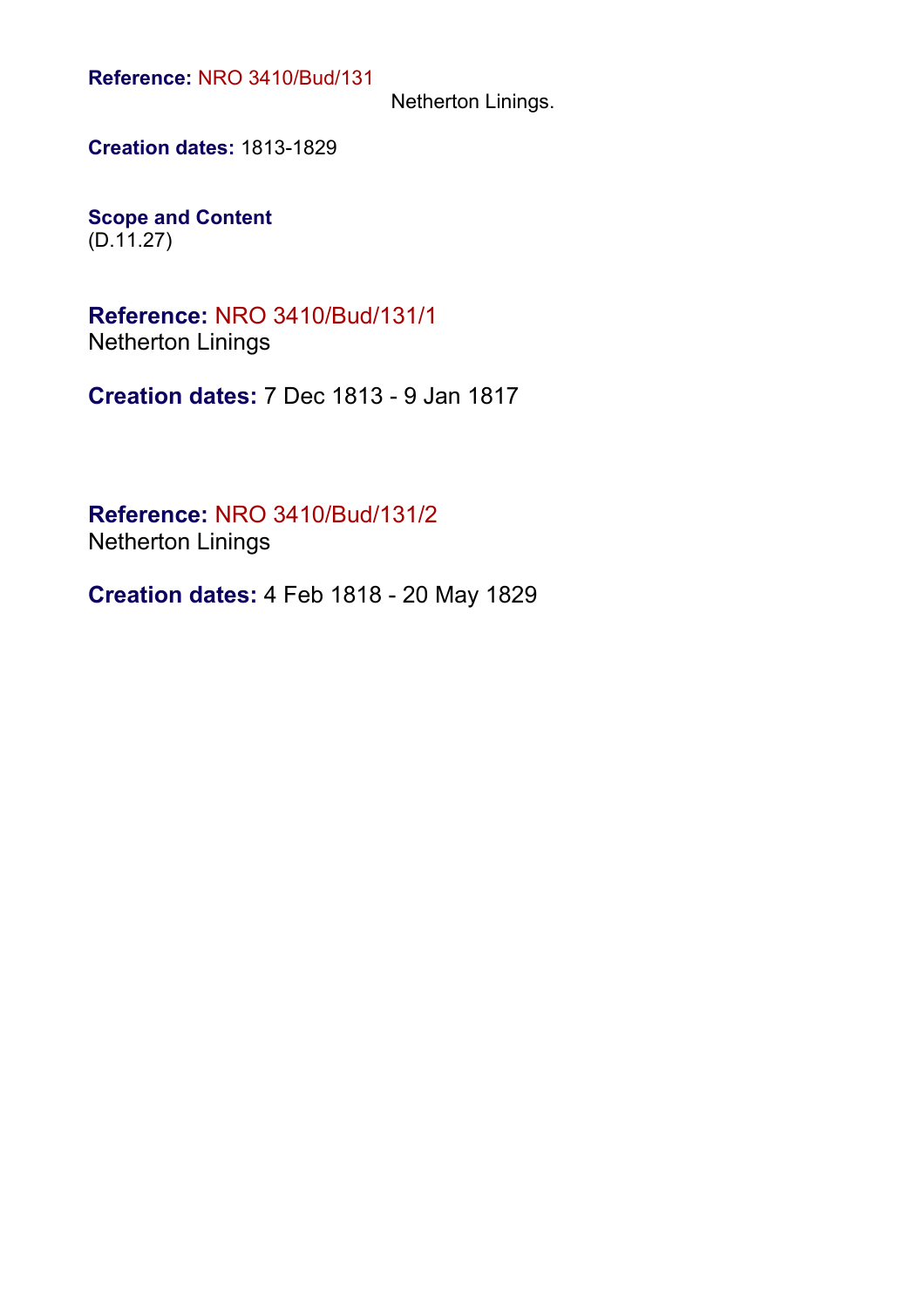**Reference:** NRO 3410/Bud/131

Netherton Linings.

**Creation dates:** 1813-1829

**Scope and Content**

(D.11.27)

**Reference:** NRO 3410/Bud/131/1

Netherton Linings

**Creation dates:** 7 Dec 1813 - 9 Jan 1817

**Reference:** NRO 3410/Bud/131/2

Netherton Linings

**Creation dates:** 4 Feb 1818 - 20 May 1829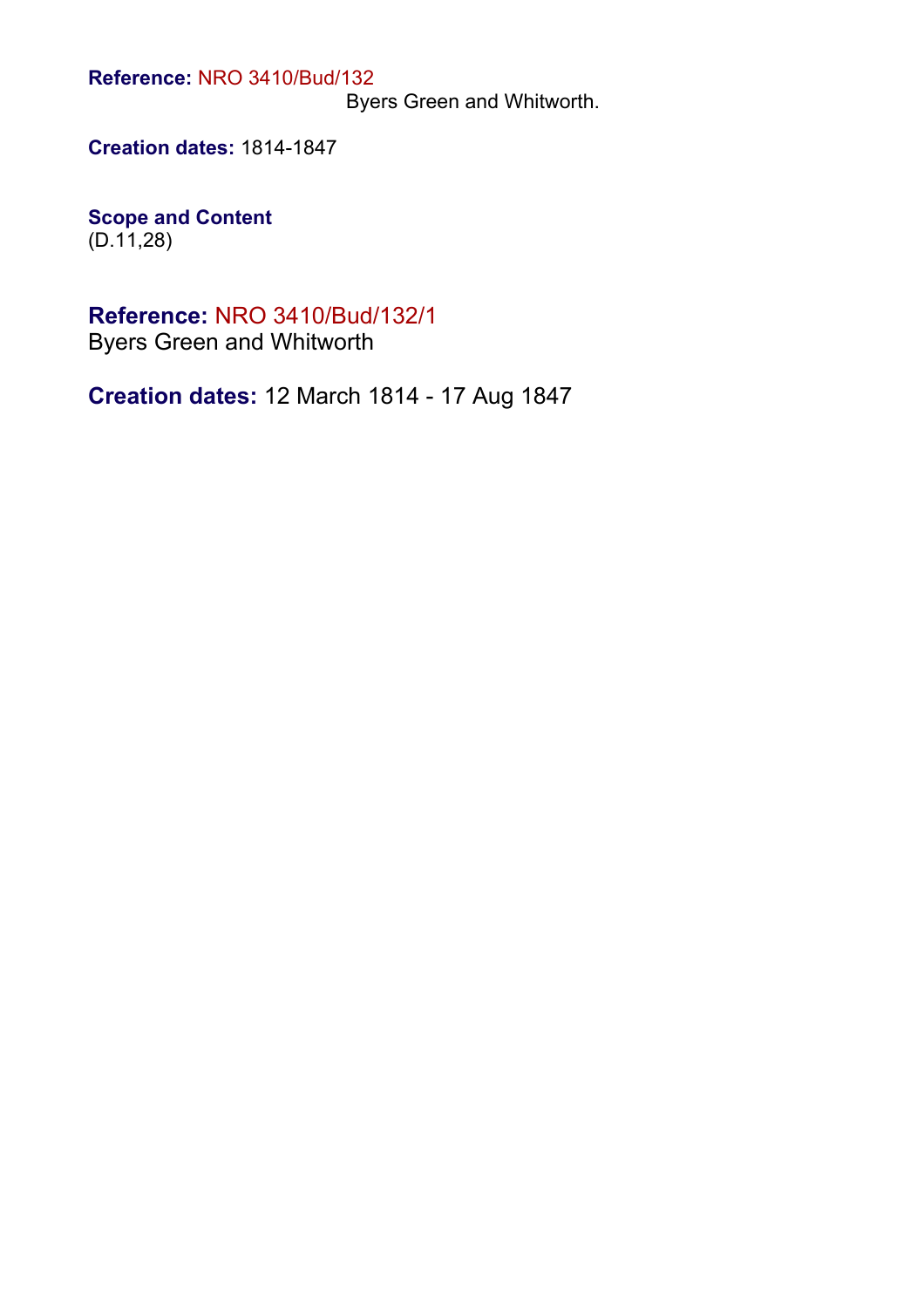**Reference:** NRO 3410/Bud/132
Byers Green and Whitworth.

**Creation dates:** 1814-1847

**Scope and Content**
(D.11,28)

**Reference:** NRO 3410/Bud/132/1
Byers Green and Whitworth

**Creation dates:** 12 March 1814 - 17 Aug 1847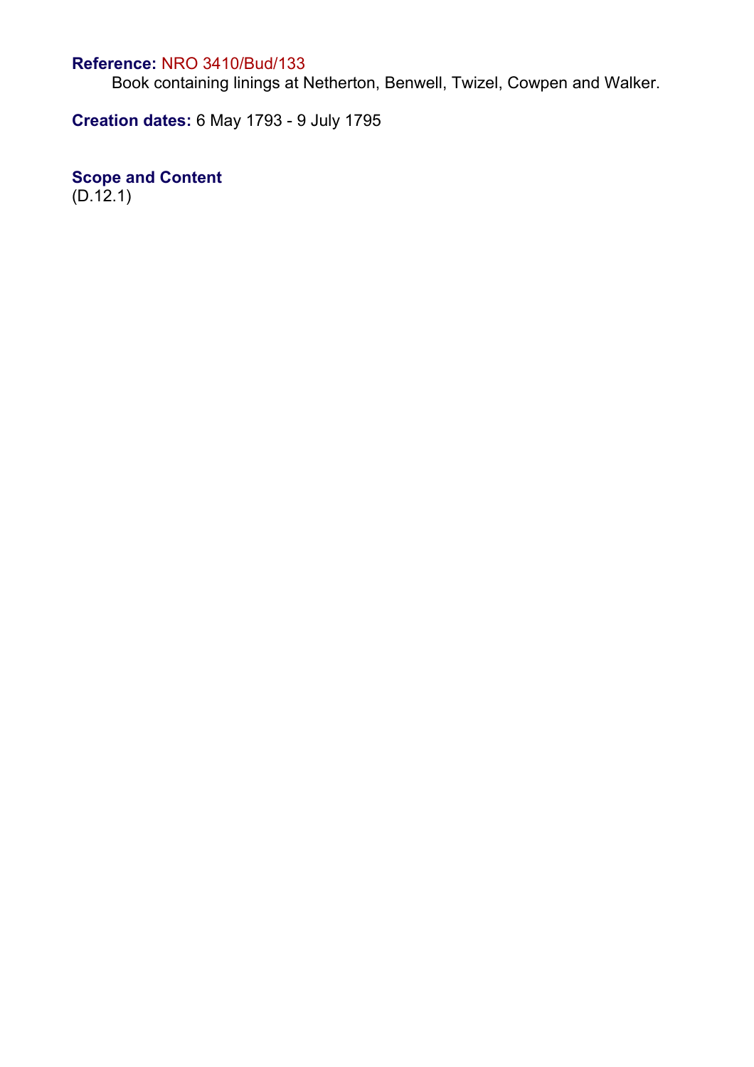**Reference:** NRO 3410/Bud/133

Book containing linings at Netherton, Benwell, Twizel, Cowpen and Walker.

**Creation dates:** 6 May 1793 - 9 July 1795

**Scope and Content**

(D.12.1)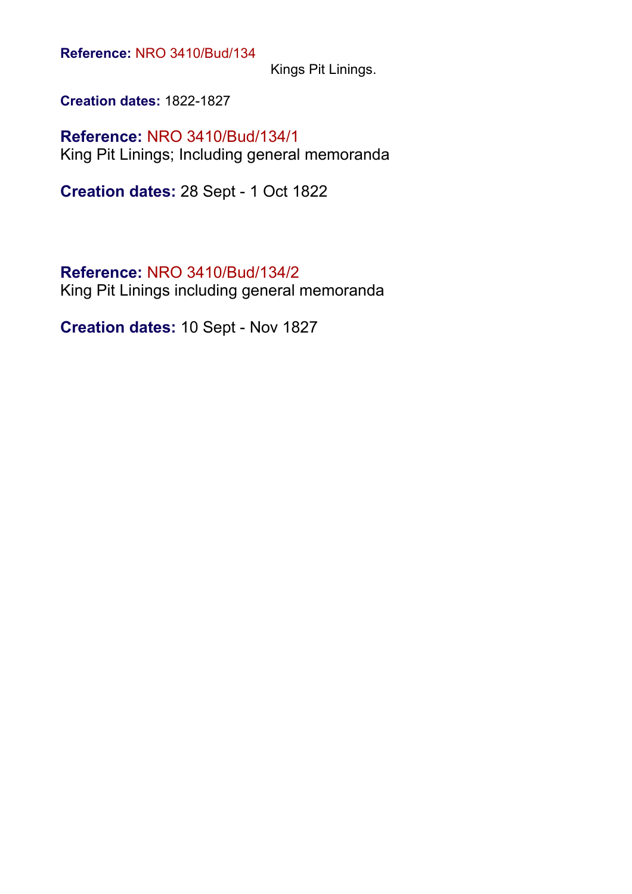**Reference:** NRO 3410/Bud/134

Kings Pit Linings.

**Creation dates:** 1822-1827

**Reference:** NRO 3410/Bud/134/1

King Pit Linings; Including general memoranda

**Creation dates:** 28 Sept - 1 Oct 1822

**Reference:** NRO 3410/Bud/134/2

King Pit Linings including general memoranda

**Creation dates:** 10 Sept - Nov 1827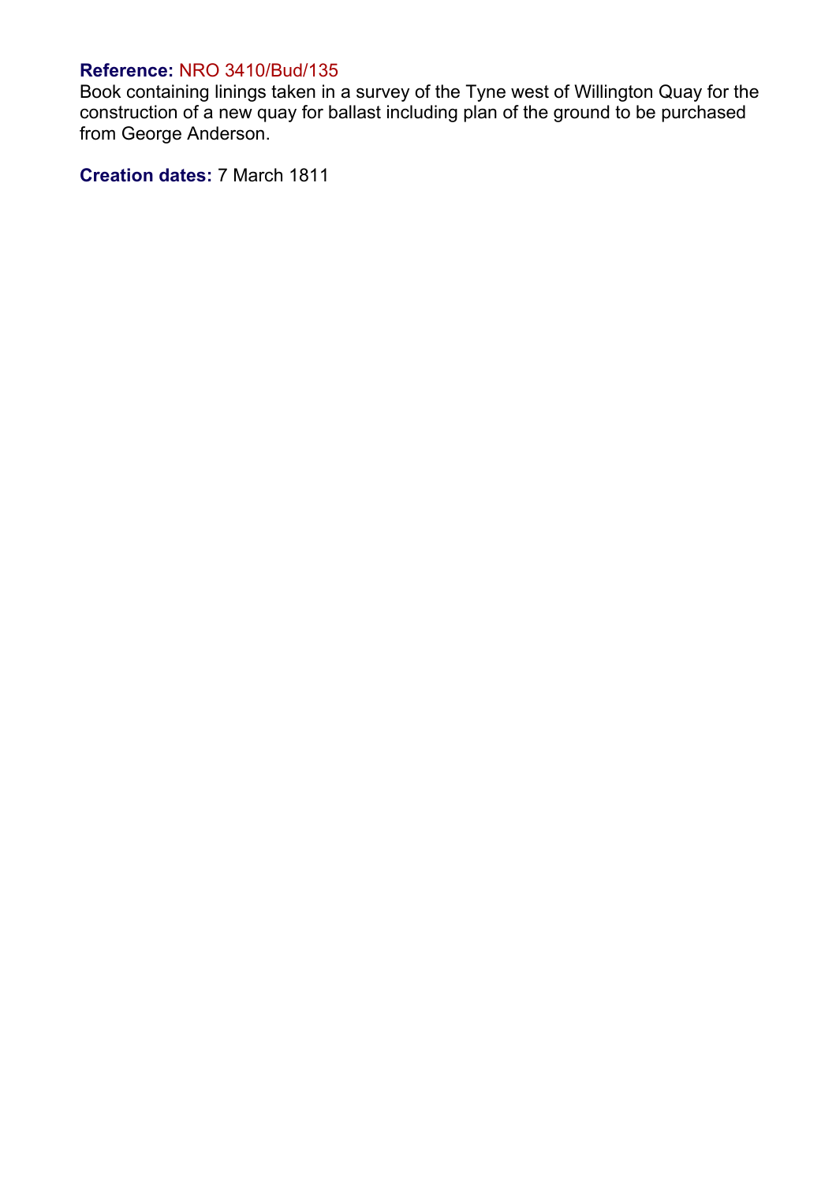**Reference:** NRO 3410/Bud/135
Book containing linings taken in a survey of the Tyne west of Willington Quay for the construction of a new quay for ballast including plan of the ground to be purchased from George Anderson.

**Creation dates:** 7 March 1811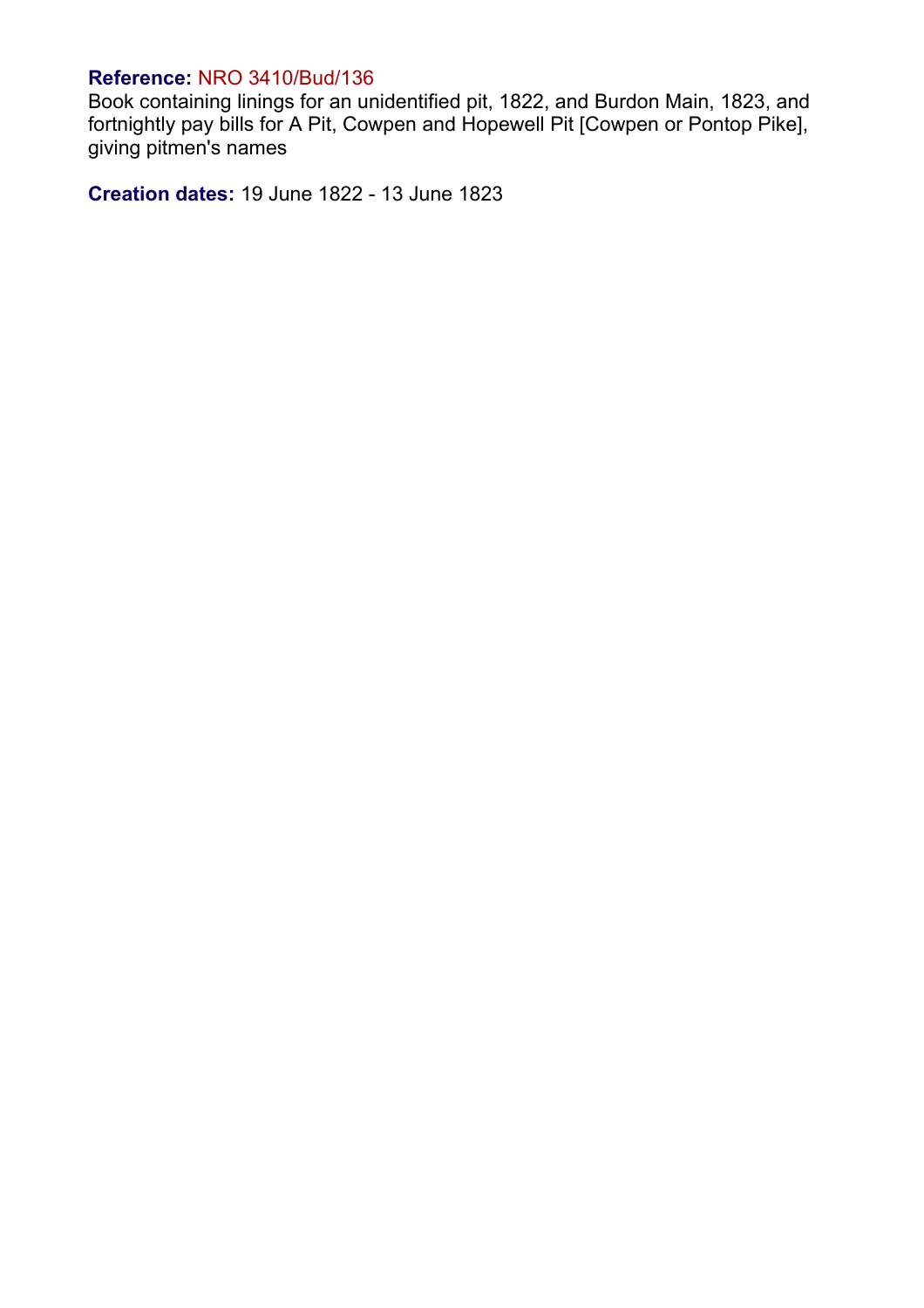**Reference:** NRO 3410/Bud/136
Book containing linings for an unidentified pit, 1822, and Burdon Main, 1823, and fortnightly pay bills for A Pit, Cowpen and Hopewell Pit [Cowpen or Pontop Pike], giving pitmen's names

**Creation dates:** 19 June 1822 - 13 June 1823